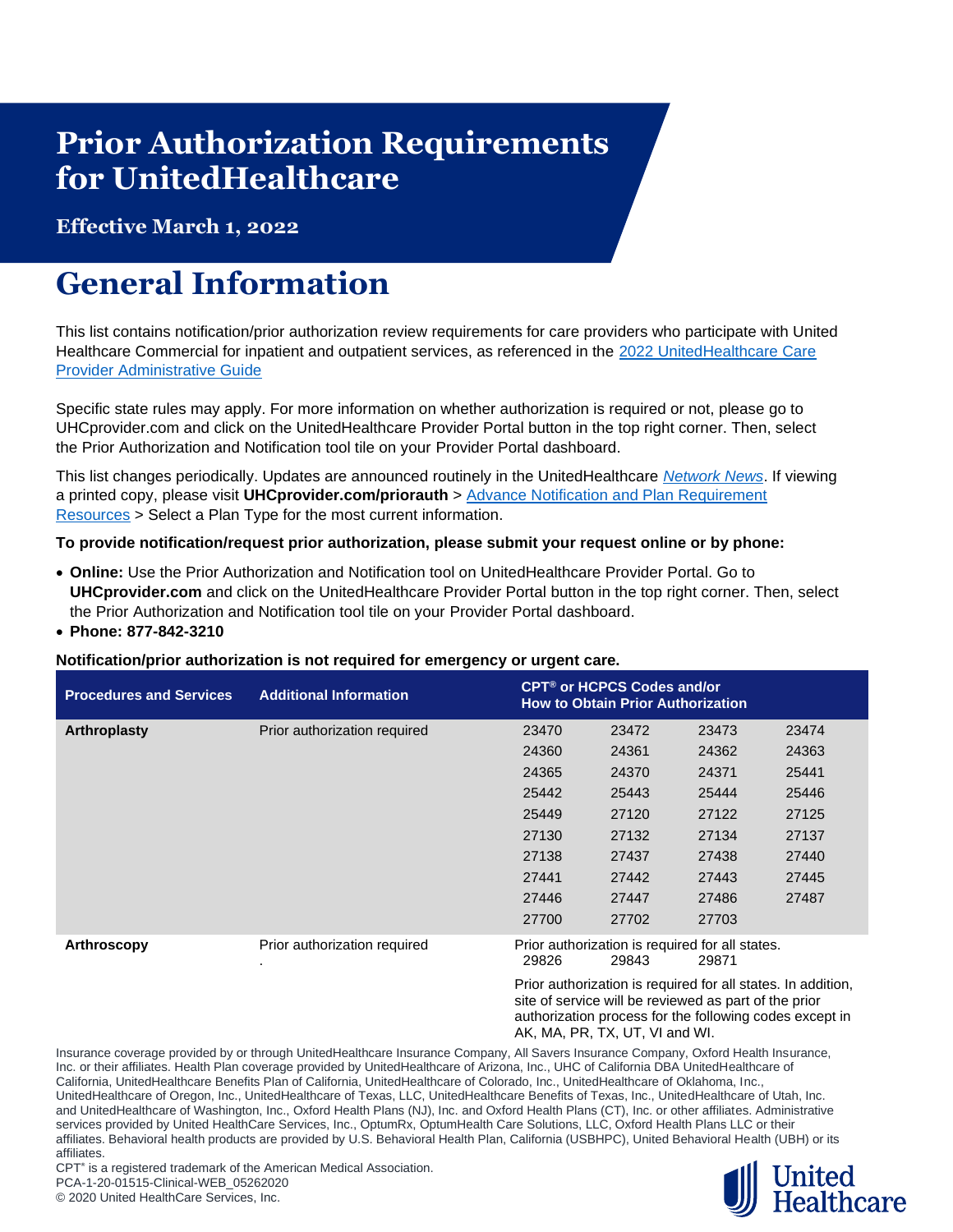# Prior Authorization Requirements for UnitedHealthcare

**Effective March 1, 2022**

# General Information

This list contains notification/prior authorization review requirements for care providers who participate with United Healthcare Commercial for inpatient and outpatient services, as referenced in the [2022 UnitedHealthcare Care Provider Administrative Guide](#)

Specific state rules may apply. For more information on whether authorization is required or not, please go to UHCprovider.com and click on the UnitedHealthcare Provider Portal button in the top right corner. Then, select the Prior Authorization and Notification tool tile on your Provider Portal dashboard.

This list changes periodically. Updates are announced routinely in the UnitedHealthcare *Network News*. If viewing a printed copy, please visit **UHCprovider.com/priorauth** > Advance Notification and Plan Requirement Resources > Select a Plan Type for the most current information.

**To provide notification/request prior authorization, please submit your request online or by phone:**

- **Online:** Use the Prior Authorization and Notification tool on UnitedHealthcare Provider Portal. Go to **UHCprovider.com** and click on the UnitedHealthcare Provider Portal button in the top right corner. Then, select the Prior Authorization and Notification tool tile on your Provider Portal dashboard.
- **Phone: 877-842-3210**

**Notification/prior authorization is not required for emergency or urgent care.**

| Procedures and Services | Additional Information | CPT® or HCPCS Codes and/or How to Obtain Prior Authorization | | | |
|---|---|---|---|---|---|
| **Arthroplasty** | Prior authorization required | 23470 | 23472 | 23473 | 23474 |
| | | 24360 | 24361 | 24362 | 24363 |
| | | 24365 | 24370 | 24371 | 25441 |
| | | 25442 | 25443 | 25444 | 25446 |
| | | 25449 | 27120 | 27122 | 27125 |
| | | 27130 | 27132 | 27134 | 27137 |
| | | 27138 | 27437 | 27438 | 27440 |
| | | 27441 | 27442 | 27443 | 27445 |
| | | 27446 | 27447 | 27486 | 27487 |
| | | 27700 | 27702 | 27703 | |
| **Arthroscopy** | Prior authorization required . | Prior authorization is required for all states. | | | |
| | | 29826 | 29843 | 29871 | |
| | | Prior authorization is required for all states. In addition, site of service will be reviewed as part of the prior authorization process for the following codes except in AK, MA, PR, TX, UT, VI and WI. | | | |

Insurance coverage provided by or through UnitedHealthcare Insurance Company, All Savers Insurance Company, Oxford Health Insurance, Inc. or their affiliates. Health Plan coverage provided by UnitedHealthcare of Arizona, Inc., UHC of California DBA UnitedHealthcare of California, UnitedHealthcare Benefits Plan of California, UnitedHealthcare of Colorado, Inc., UnitedHealthcare of Oklahoma, Inc., UnitedHealthcare of Oregon, Inc., UnitedHealthcare of Texas, LLC, UnitedHealthcare Benefits of Texas, Inc., UnitedHealthcare of Utah, Inc. and UnitedHealthcare of Washington, Inc., Oxford Health Plans (NJ), Inc. and Oxford Health Plans (CT), Inc. or other affiliates. Administrative services provided by United HealthCare Services, Inc., OptumRx, OptumHealth Care Solutions, LLC, Oxford Health Plans LLC or their affiliates. Behavioral health products are provided by U.S. Behavioral Health Plan, California (USBHPC), United Behavioral Health (UBH) or its affiliates.

CPT® is a registered trademark of the American Medical Association.
PCA-1-20-01515-Clinical-WEB_05262020
© 2020 United HealthCare Services, Inc.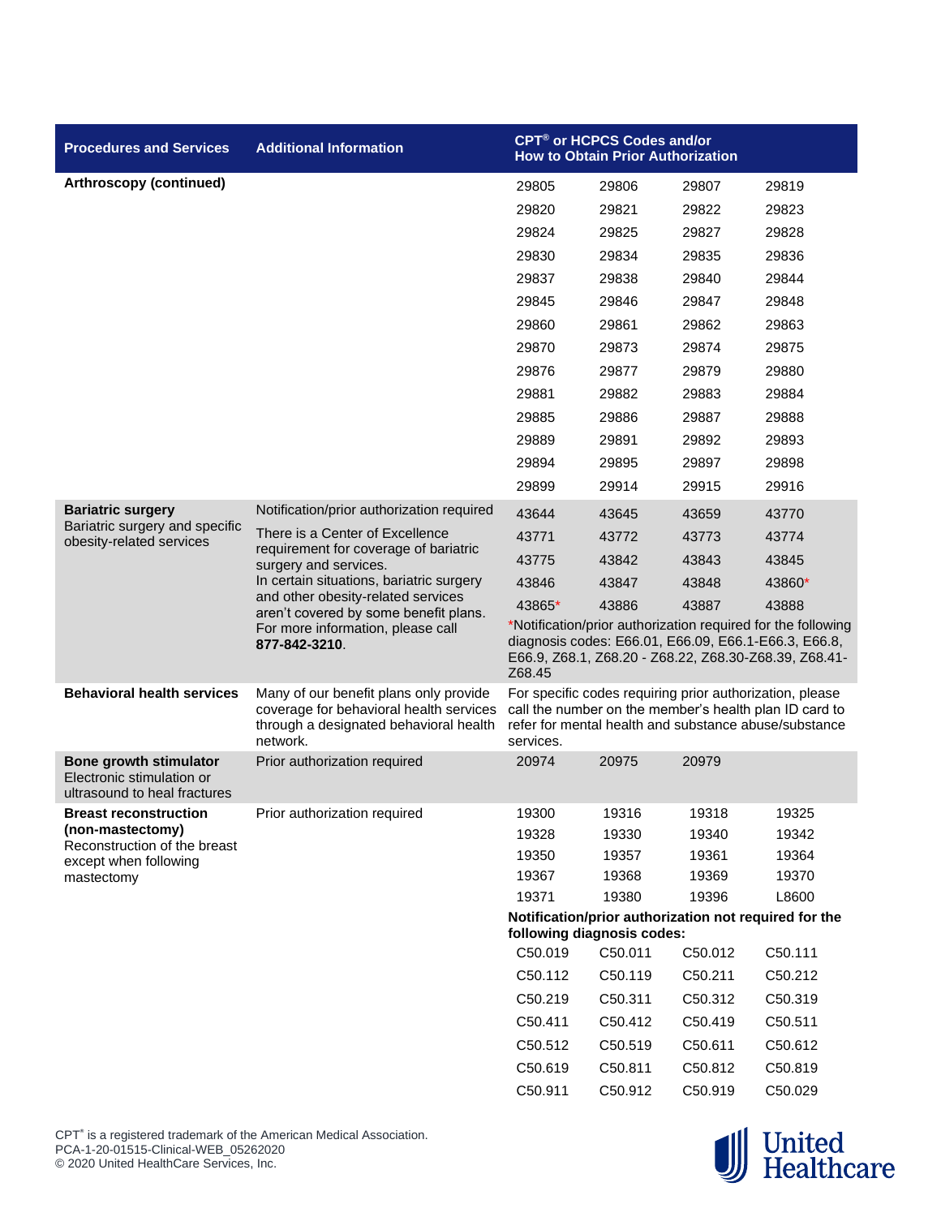| Procedures and Services | Additional Information | CPT® or HCPCS Codes and/or How to Obtain Prior Authorization |
|---|---|---|
| **Arthroscopy (continued)** | | 29805 29806 29807 29819<br>29820 29821 29822 29823<br>29824 29825 29827 29828<br>29830 29834 29835 29836<br>29837 29838 29840 29844<br>29845 29846 29847 29848<br>29860 29861 29862 29863<br>29870 29873 29874 29875<br>29876 29877 29879 29880<br>29881 29882 29883 29884<br>29885 29886 29887 29888<br>29889 29891 29892 29893<br>29894 29895 29897 29898<br>29899 29914 29915 29916 |
| **Bariatric surgery**<br>Bariatric surgery and specific obesity-related services | Notification/prior authorization required<br>There is a Center of Excellence requirement for coverage of bariatric surgery and services.<br>In certain situations, bariatric surgery and other obesity-related services aren't covered by some benefit plans. For more information, please call **877-842-3210**. | 43644 43645 43659 43770<br>43771 43772 43773 43774<br>43775 43842 43843 43845<br>43846 43847 43848 43860*<br>43865* 43886 43887 43888<br>*Notification/prior authorization required for the following diagnosis codes: E66.01, E66.09, E66.1-E66.3, E66.8, E66.9, Z68.1, Z68.20 - Z68.22, Z68.30-Z68.39, Z68.41-Z68.45 |
| **Behavioral health services** | Many of our benefit plans only provide coverage for behavioral health services through a designated behavioral health network. | For specific codes requiring prior authorization, please call the number on the member's health plan ID card to refer for mental health and substance abuse/substance services. |
| **Bone growth stimulator**<br>Electronic stimulation or ultrasound to heal fractures | Prior authorization required | 20974 20975 20979 |
| **Breast reconstruction (non-mastectomy)**<br>Reconstruction of the breast except when following mastectomy | Prior authorization required | 19300 19316 19318 19325<br>19328 19330 19340 19342<br>19350 19357 19361 19364<br>19367 19368 19369 19370<br>19371 19380 19396 L8600<br>**Notification/prior authorization not required for the following diagnosis codes:**<br>C50.019 C50.011 C50.012 C50.111<br>C50.112 C50.119 C50.211 C50.212<br>C50.219 C50.311 C50.312 C50.319<br>C50.411 C50.412 C50.419 C50.511<br>C50.512 C50.519 C50.611 C50.612<br>C50.619 C50.811 C50.812 C50.819<br>C50.911 C50.912 C50.919 C50.029 |

CPT® is a registered trademark of the American Medical Association.
PCA-1-20-01515-Clinical-WEB_05262020
© 2020 United HealthCare Services, Inc.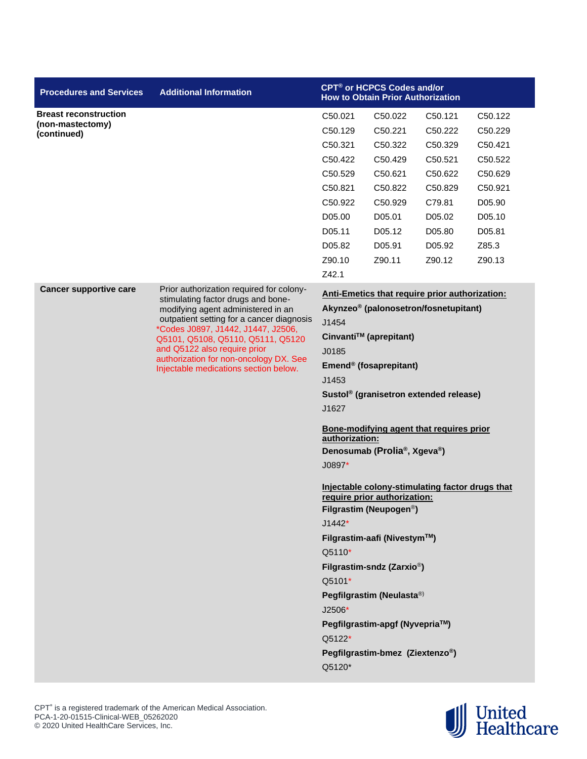| Procedures and Services | Additional Information | CPT® or HCPCS Codes and/or How to Obtain Prior Authorization |
| --- | --- | --- |
| **Breast reconstruction (non-mastectomy) (continued)** | | C50.021 C50.022 C50.121 C50.122<br>C50.129 C50.221 C50.222 C50.229<br>C50.321 C50.322 C50.329 C50.421<br>C50.422 C50.429 C50.521 C50.522<br>C50.529 C50.621 C50.622 C50.629<br>C50.821 C50.822 C50.829 C50.921<br>C50.922 C50.929 C79.81 D05.90<br>D05.00 D05.01 D05.02 D05.10<br>D05.11 D05.12 D05.80 D05.81<br>D05.82 D05.91 D05.92 Z85.3<br>Z90.10 Z90.11 Z90.12 Z90.13<br>Z42.1 |
| **Cancer supportive care** | Prior authorization required for colony-stimulating factor drugs and bone-modifying agent administered in an outpatient setting for a cancer diagnosis<br>*Codes J0897, J1442, J1447, J2506, Q5101, Q5108, Q5110, Q5111, Q5120 and Q5122 also require prior authorization for non-oncology DX. See Injectable medications section below. | **Anti-Emetics that require prior authorization:**<br>**Akynzeo® (palonosetron/fosnetupitant)**<br>J1454<br>**Cinvanti™ (aprepitant)**<br>J0185<br>**Emend® (fosaprepitant)**<br>J1453<br>**Sustol® (granisetron extended release)**<br>J1627<br><br>**Bone-modifying agent that requires prior authorization:**<br>**Denosumab (Prolia®, Xgeva®)**<br>J0897*<br><br>**Injectable colony-stimulating factor drugs that require prior authorization:**<br>**Filgrastim (Neupogen®)**<br>J1442*<br>**Filgrastim-aafi (Nivestym™)**<br>Q5110*<br>**Filgrastim-sndz (Zarxio®)**<br>Q5101*<br>**Pegfilgrastim (Neulasta®)**<br>J2506*<br>**Pegfilgrastim-apgf (Nyvepria™)**<br>Q5122*<br>**Pegfilgrastim-bmez (Ziextenzo®)**<br>Q5120* |

CPT® is a registered trademark of the American Medical Association.
PCA-1-20-01515-Clinical-WEB_05262020
© 2020 United HealthCare Services, Inc.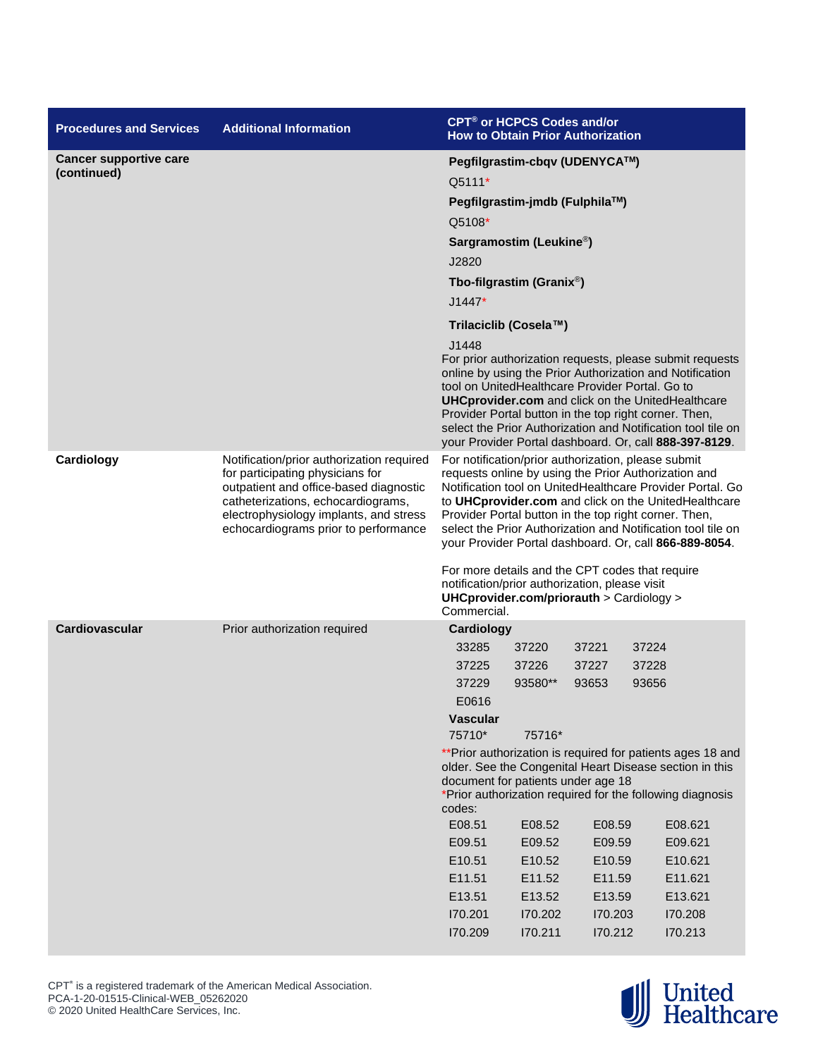| Procedures and Services | Additional Information | CPT® or HCPCS Codes and/or How to Obtain Prior Authorization |
|---|---|---|
| **Cancer supportive care (continued)** | | **Pegfilgrastim-cbqv (UDENYCA™)**<br>Q5111*<br>**Pegfilgrastim-jmdb (Fulphila™)**<br>Q5108*<br>**Sargramostim (Leukine®)**<br>J2820<br>**Tbo-filgrastim (Granix®)**<br>J1447*<br>**Trilaciclib (Cosela™)**<br>J1448<br>For prior authorization requests, please submit requests online by using the Prior Authorization and Notification tool on UnitedHealthcare Provider Portal. Go to **UHCprovider.com** and click on the UnitedHealthcare Provider Portal button in the top right corner. Then, select the Prior Authorization and Notification tool tile on your Provider Portal dashboard. Or, call **888-397-8129**. |
| **Cardiology** | Notification/prior authorization required for participating physicians for outpatient and office-based diagnostic catheterizations, echocardiograms, electrophysiology implants, and stress echocardiograms prior to performance | For notification/prior authorization, please submit requests online by using the Prior Authorization and Notification tool on UnitedHealthcare Provider Portal. Go to **UHCprovider.com** and click on the UnitedHealthcare Provider Portal button in the top right corner. Then, select the Prior Authorization and Notification tool tile on your Provider Portal dashboard. Or, call **866-889-8054**.<br><br>For more details and the CPT codes that require notification/prior authorization, please visit **UHCprovider.com/priorauth** > Cardiology > Commercial. |
| **Cardiovascular** | Prior authorization required | **Cardiology**<br>33285 37220 37221 37224<br>37225 37226 37227 37228<br>37229 93580** 93653 93656<br>E0616<br>**Vascular**<br>75710* 75716*<br>**Prior authorization is required for patients ages 18 and older. See the Congenital Heart Disease section in this document for patients under age 18<br>*Prior authorization required for the following diagnosis codes:<br>E08.51 E08.52 E08.59 E08.621<br>E09.51 E09.52 E09.59 E09.621<br>E10.51 E10.52 E10.59 E10.621<br>E11.51 E11.52 E11.59 E11.621<br>E13.51 E13.52 E13.59 E13.621<br>I70.201 I70.202 I70.203 I70.208<br>I70.209 I70.211 I70.212 I70.213 |

CPT® is a registered trademark of the American Medical Association.
PCA-1-20-01515-Clinical-WEB_05262020
© 2020 United HealthCare Services, Inc.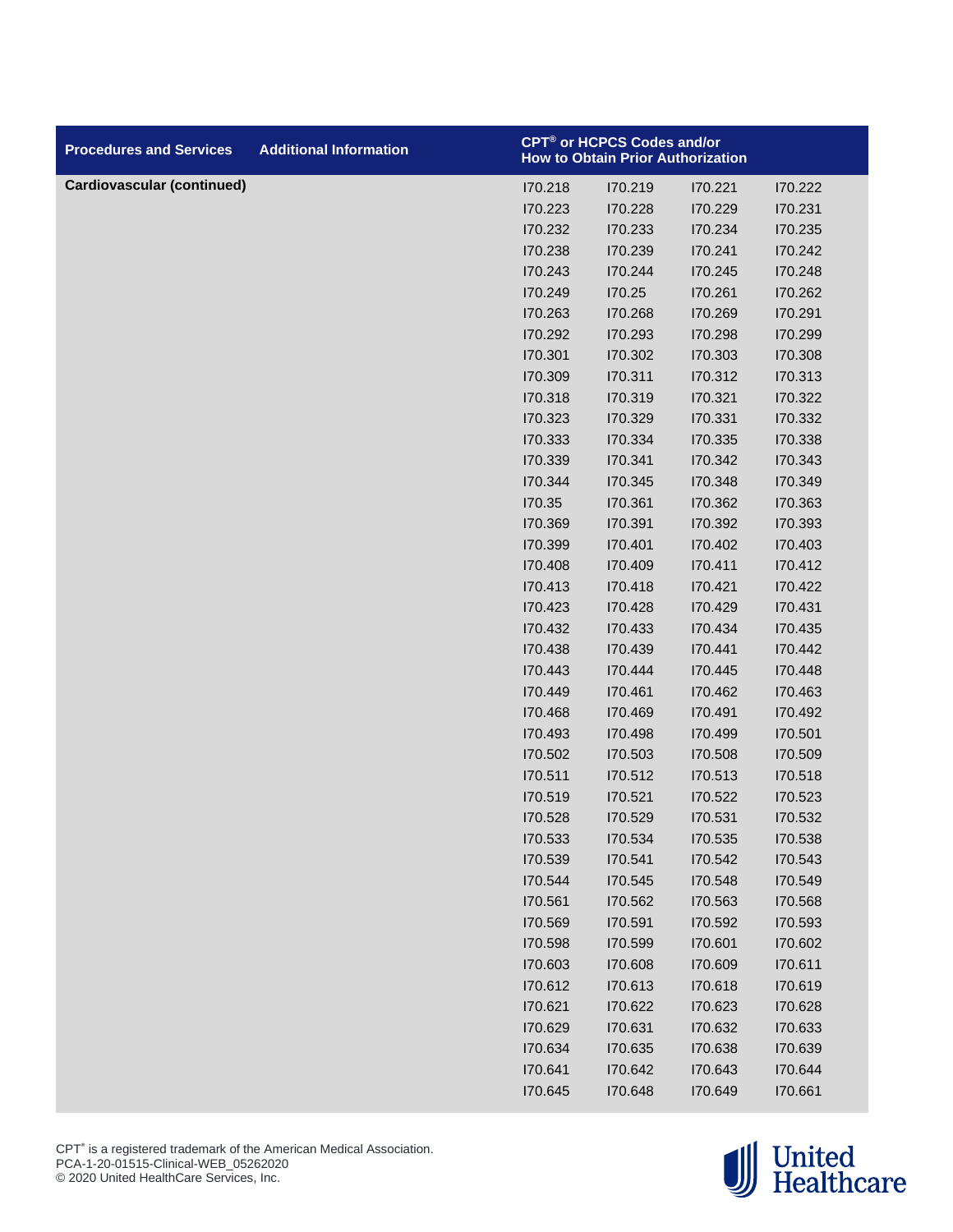| Procedures and Services | Additional Information | CPT® or HCPCS Codes and/or How to Obtain Prior Authorization | | | |
|---|---|---|---|---|---|
| **Cardiovascular (continued)** | | I70.218 | I70.219 | I70.221 | I70.222 |
| | | I70.223 | I70.228 | I70.229 | I70.231 |
| | | I70.232 | I70.233 | I70.234 | I70.235 |
| | | I70.238 | I70.239 | I70.241 | I70.242 |
| | | I70.243 | I70.244 | I70.245 | I70.248 |
| | | I70.249 | I70.25 | I70.261 | I70.262 |
| | | I70.263 | I70.268 | I70.269 | I70.291 |
| | | I70.292 | I70.293 | I70.298 | I70.299 |
| | | I70.301 | I70.302 | I70.303 | I70.308 |
| | | I70.309 | I70.311 | I70.312 | I70.313 |
| | | I70.318 | I70.319 | I70.321 | I70.322 |
| | | I70.323 | I70.329 | I70.331 | I70.332 |
| | | I70.333 | I70.334 | I70.335 | I70.338 |
| | | I70.339 | I70.341 | I70.342 | I70.343 |
| | | I70.344 | I70.345 | I70.348 | I70.349 |
| | | I70.35 | I70.361 | I70.362 | I70.363 |
| | | I70.369 | I70.391 | I70.392 | I70.393 |
| | | I70.399 | I70.401 | I70.402 | I70.403 |
| | | I70.408 | I70.409 | I70.411 | I70.412 |
| | | I70.413 | I70.418 | I70.421 | I70.422 |
| | | I70.423 | I70.428 | I70.429 | I70.431 |
| | | I70.432 | I70.433 | I70.434 | I70.435 |
| | | I70.438 | I70.439 | I70.441 | I70.442 |
| | | I70.443 | I70.444 | I70.445 | I70.448 |
| | | I70.449 | I70.461 | I70.462 | I70.463 |
| | | I70.468 | I70.469 | I70.491 | I70.492 |
| | | I70.493 | I70.498 | I70.499 | I70.501 |
| | | I70.502 | I70.503 | I70.508 | I70.509 |
| | | I70.511 | I70.512 | I70.513 | I70.518 |
| | | I70.519 | I70.521 | I70.522 | I70.523 |
| | | I70.528 | I70.529 | I70.531 | I70.532 |
| | | I70.533 | I70.534 | I70.535 | I70.538 |
| | | I70.539 | I70.541 | I70.542 | I70.543 |
| | | I70.544 | I70.545 | I70.548 | I70.549 |
| | | I70.561 | I70.562 | I70.563 | I70.568 |
| | | I70.569 | I70.591 | I70.592 | I70.593 |
| | | I70.598 | I70.599 | I70.601 | I70.602 |
| | | I70.603 | I70.608 | I70.609 | I70.611 |
| | | I70.612 | I70.613 | I70.618 | I70.619 |
| | | I70.621 | I70.622 | I70.623 | I70.628 |
| | | I70.629 | I70.631 | I70.632 | I70.633 |
| | | I70.634 | I70.635 | I70.638 | I70.639 |
| | | I70.641 | I70.642 | I70.643 | I70.644 |
| | | I70.645 | I70.648 | I70.649 | I70.661 |

CPT® is a registered trademark of the American Medical Association.
PCA-1-20-01515-Clinical-WEB_05262020
© 2020 United HealthCare Services, Inc.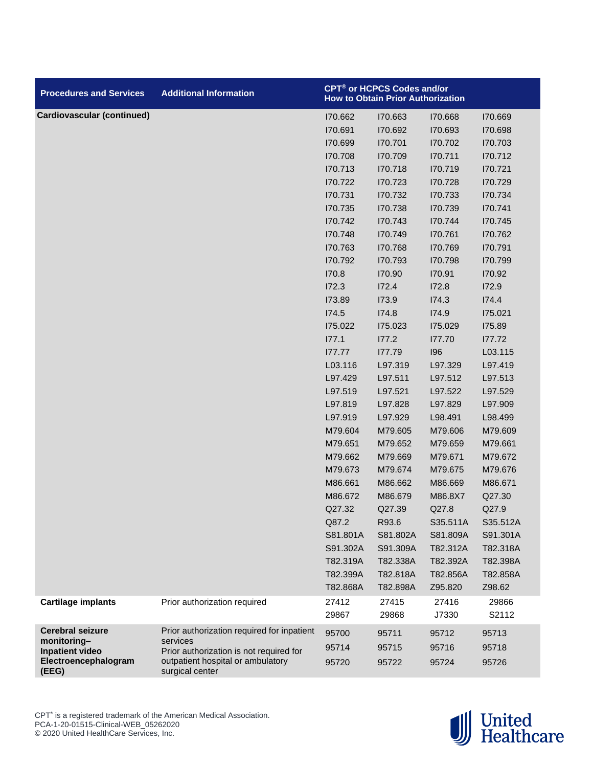| Procedures and Services | Additional Information | CPT® or HCPCS Codes and/or How to Obtain Prior Authorization | | | |
|---|---|---|---|---|---|
| **Cardiovascular (continued)** | | I70.662 | I70.663 | I70.668 | I70.669 |
| | | I70.691 | I70.692 | I70.693 | I70.698 |
| | | I70.699 | I70.701 | I70.702 | I70.703 |
| | | I70.708 | I70.709 | I70.711 | I70.712 |
| | | I70.713 | I70.718 | I70.719 | I70.721 |
| | | I70.722 | I70.723 | I70.728 | I70.729 |
| | | I70.731 | I70.732 | I70.733 | I70.734 |
| | | I70.735 | I70.738 | I70.739 | I70.741 |
| | | I70.742 | I70.743 | I70.744 | I70.745 |
| | | I70.748 | I70.749 | I70.761 | I70.762 |
| | | I70.763 | I70.768 | I70.769 | I70.791 |
| | | I70.792 | I70.793 | I70.798 | I70.799 |
| | | I70.8 | I70.90 | I70.91 | I70.92 |
| | | I72.3 | I72.4 | I72.8 | I72.9 |
| | | I73.89 | I73.9 | I74.3 | I74.4 |
| | | I74.5 | I74.8 | I74.9 | I75.021 |
| | | I75.022 | I75.023 | I75.029 | I75.89 |
| | | I77.1 | I77.2 | I77.70 | I77.72 |
| | | I77.77 | I77.79 | I96 | L03.115 |
| | | L03.116 | L97.319 | L97.329 | L97.419 |
| | | L97.429 | L97.511 | L97.512 | L97.513 |
| | | L97.519 | L97.521 | L97.522 | L97.529 |
| | | L97.819 | L97.828 | L97.829 | L97.909 |
| | | L97.919 | L97.929 | L98.491 | L98.499 |
| | | M79.604 | M79.605 | M79.606 | M79.609 |
| | | M79.651 | M79.652 | M79.659 | M79.661 |
| | | M79.662 | M79.669 | M79.671 | M79.672 |
| | | M79.673 | M79.674 | M79.675 | M79.676 |
| | | M86.661 | M86.662 | M86.669 | M86.671 |
| | | M86.672 | M86.679 | M86.8X7 | Q27.30 |
| | | Q27.32 | Q27.39 | Q27.8 | Q27.9 |
| | | Q87.2 | R93.6 | S35.511A | S35.512A |
| | | S81.801A | S81.802A | S81.809A | S91.301A |
| | | S91.302A | S91.309A | T82.312A | T82.318A |
| | | T82.319A | T82.338A | T82.392A | T82.398A |
| | | T82.399A | T82.818A | T82.856A | T82.858A |
| | | T82.868A | T82.898A | Z95.820 | Z98.62 |
| **Cartilage implants** | Prior authorization required | 27412 | 27415 | 27416 | 29866 |
| | | 29867 | 29868 | J7330 | S2112 |
| **Cerebral seizure monitoring– Inpatient video Electroencephalogram (EEG)** | Prior authorization required for inpatient services<br>Prior authorization is not required for outpatient hospital or ambulatory surgical center | 95700 | 95711 | 95712 | 95713 |
| | | 95714 | 95715 | 95716 | 95718 |
| | | 95720 | 95722 | 95724 | 95726 |

CPT® is a registered trademark of the American Medical Association.
PCA-1-20-01515-Clinical-WEB_05262020
© 2020 United HealthCare Services, Inc.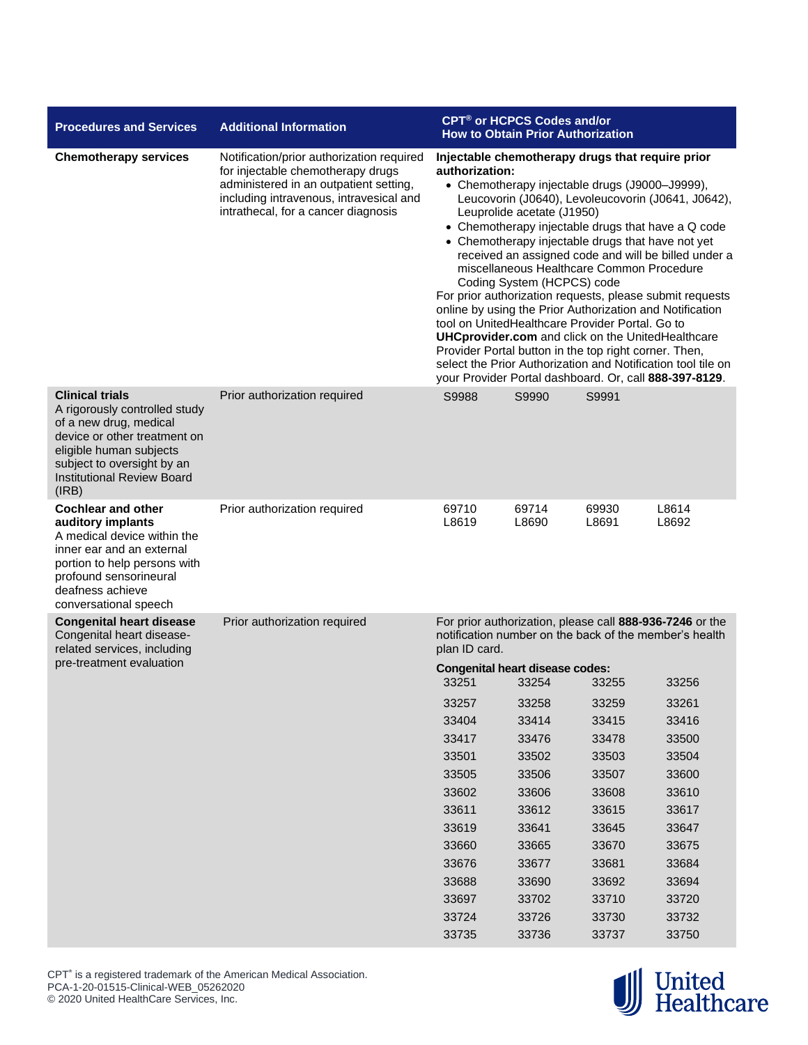| Procedures and Services | Additional Information | CPT® or HCPCS Codes and/or How to Obtain Prior Authorization |
|---|---|---|
| **Chemotherapy services** | Notification/prior authorization required for injectable chemotherapy drugs administered in an outpatient setting, including intravenous, intravesical and intrathecal, for a cancer diagnosis | **Injectable chemotherapy drugs that require prior authorization:**<br>• Chemotherapy injectable drugs (J9000–J9999), Leucovorin (J0640), Levoleucovorin (J0641, J0642), Leuprolide acetate (J1950)<br>• Chemotherapy injectable drugs that have a Q code<br>• Chemotherapy injectable drugs that have not yet received an assigned code and will be billed under a miscellaneous Healthcare Common Procedure Coding System (HCPCS) code<br>For prior authorization requests, please submit requests online by using the Prior Authorization and Notification tool on UnitedHealthcare Provider Portal. Go to **UHCprovider.com** and click on the UnitedHealthcare Provider Portal button in the top right corner. Then, select the Prior Authorization and Notification tool tile on your Provider Portal dashboard. Or, call **888-397-8129**. |
| **Clinical trials**<br>A rigorously controlled study of a new drug, medical device or other treatment on eligible human subjects subject to oversight by an Institutional Review Board (IRB) | Prior authorization required | S9988 S9990 S9991 |
| **Cochlear and other auditory implants**<br>A medical device within the inner ear and an external portion to help persons with profound sensorineural deafness achieve conversational speech | Prior authorization required | 69710 69714 69930 L8614<br>L8619 L8690 L8691 L8692 |
| **Congenital heart disease**<br>Congenital heart disease-related services, including pre-treatment evaluation | Prior authorization required | For prior authorization, please call **888-936-7246** or the notification number on the back of the member's health plan ID card.<br>**Congenital heart disease codes:**<br>33251 33254 33255 33256<br>33257 33258 33259 33261<br>33404 33414 33415 33416<br>33417 33476 33478 33500<br>33501 33502 33503 33504<br>33505 33506 33507 33600<br>33602 33606 33608 33610<br>33611 33612 33615 33617<br>33619 33641 33645 33647<br>33660 33665 33670 33675<br>33676 33677 33681 33684<br>33688 33690 33692 33694<br>33697 33702 33710 33720<br>33724 33726 33730 33732<br>33735 33736 33737 33750 |

CPT® is a registered trademark of the American Medical Association.
PCA-1-20-01515-Clinical-WEB_05262020
© 2020 United HealthCare Services, Inc.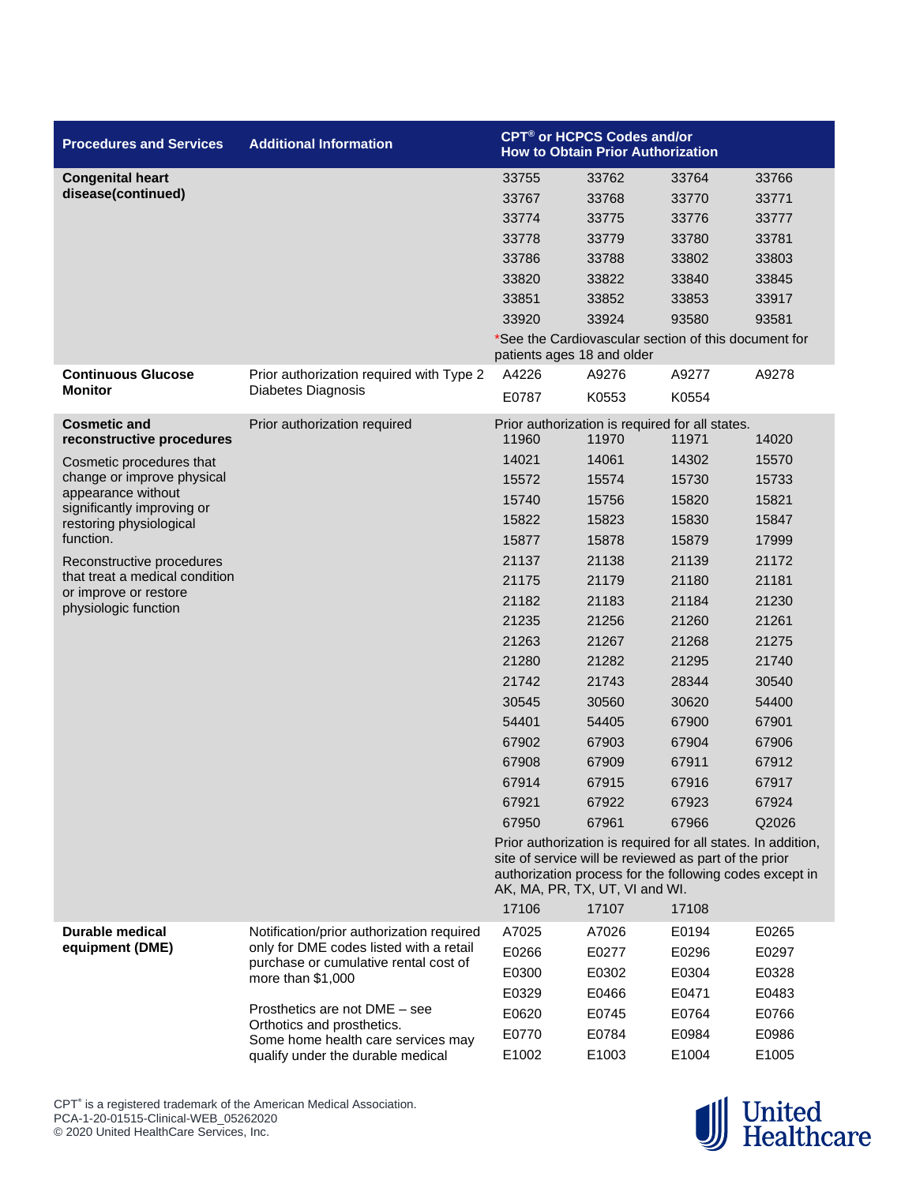| Procedures and Services | Additional Information | CPT® or HCPCS Codes and/or How to Obtain Prior Authorization | | | |
|---|---|---|---|---|---|
| **Congenital heart disease(continued)** | | 33755 | 33762 | 33764 | 33766 |
| | | 33767 | 33768 | 33770 | 33771 |
| | | 33774 | 33775 | 33776 | 33777 |
| | | 33778 | 33779 | 33780 | 33781 |
| | | 33786 | 33788 | 33802 | 33803 |
| | | 33820 | 33822 | 33840 | 33845 |
| | | 33851 | 33852 | 33853 | 33917 |
| | | 33920 | 33924 | 93580 | 93581 |
| | | *See the Cardiovascular section of this document for patients ages 18 and older | | | |
| **Continuous Glucose Monitor** | Prior authorization required with Type 2 Diabetes Diagnosis | A4226 | A9276 | A9277 | A9278 |
| | | E0787 | K0553 | K0554 | |
| **Cosmetic and reconstructive procedures**<br><br>Cosmetic procedures that change or improve physical appearance without significantly improving or restoring physiological function.<br><br>Reconstructive procedures that treat a medical condition or improve or restore physiologic function | Prior authorization required | Prior authorization is required for all states. | | | |
| | | 11960 | 11970 | 11971 | 14020 |
| | | 14021 | 14061 | 14302 | 15570 |
| | | 15572 | 15574 | 15730 | 15733 |
| | | 15740 | 15756 | 15820 | 15821 |
| | | 15822 | 15823 | 15830 | 15847 |
| | | 15877 | 15878 | 15879 | 17999 |
| | | 21137 | 21138 | 21139 | 21172 |
| | | 21175 | 21179 | 21180 | 21181 |
| | | 21182 | 21183 | 21184 | 21230 |
| | | 21235 | 21256 | 21260 | 21261 |
| | | 21263 | 21267 | 21268 | 21275 |
| | | 21280 | 21282 | 21295 | 21740 |
| | | 21742 | 21743 | 28344 | 30540 |
| | | 30545 | 30560 | 30620 | 54400 |
| | | 54401 | 54405 | 67900 | 67901 |
| | | 67902 | 67903 | 67904 | 67906 |
| | | 67908 | 67909 | 67911 | 67912 |
| | | 67914 | 67915 | 67916 | 67917 |
| | | 67921 | 67922 | 67923 | 67924 |
| | | 67950 | 67961 | 67966 | Q2026 |
| | | Prior authorization is required for all states. In addition, site of service will be reviewed as part of the prior authorization process for the following codes except in AK, MA, PR, TX, UT, VI and WI. | | | |
| | | 17106 | 17107 | 17108 | |
| **Durable medical equipment (DME)** | Notification/prior authorization required only for DME codes listed with a retail purchase or cumulative rental cost of more than $1,000<br><br>Prosthetics are not DME – see Orthotics and prosthetics.<br>Some home health care services may qualify under the durable medical | A7025 | A7026 | E0194 | E0265 |
| | | E0266 | E0277 | E0296 | E0297 |
| | | E0300 | E0302 | E0304 | E0328 |
| | | E0329 | E0466 | E0471 | E0483 |
| | | E0620 | E0745 | E0764 | E0766 |
| | | E0770 | E0784 | E0984 | E0986 |
| | | E1002 | E1003 | E1004 | E1005 |

CPT® is a registered trademark of the American Medical Association.
PCA-1-20-01515-Clinical-WEB_05262020
© 2020 United HealthCare Services, Inc.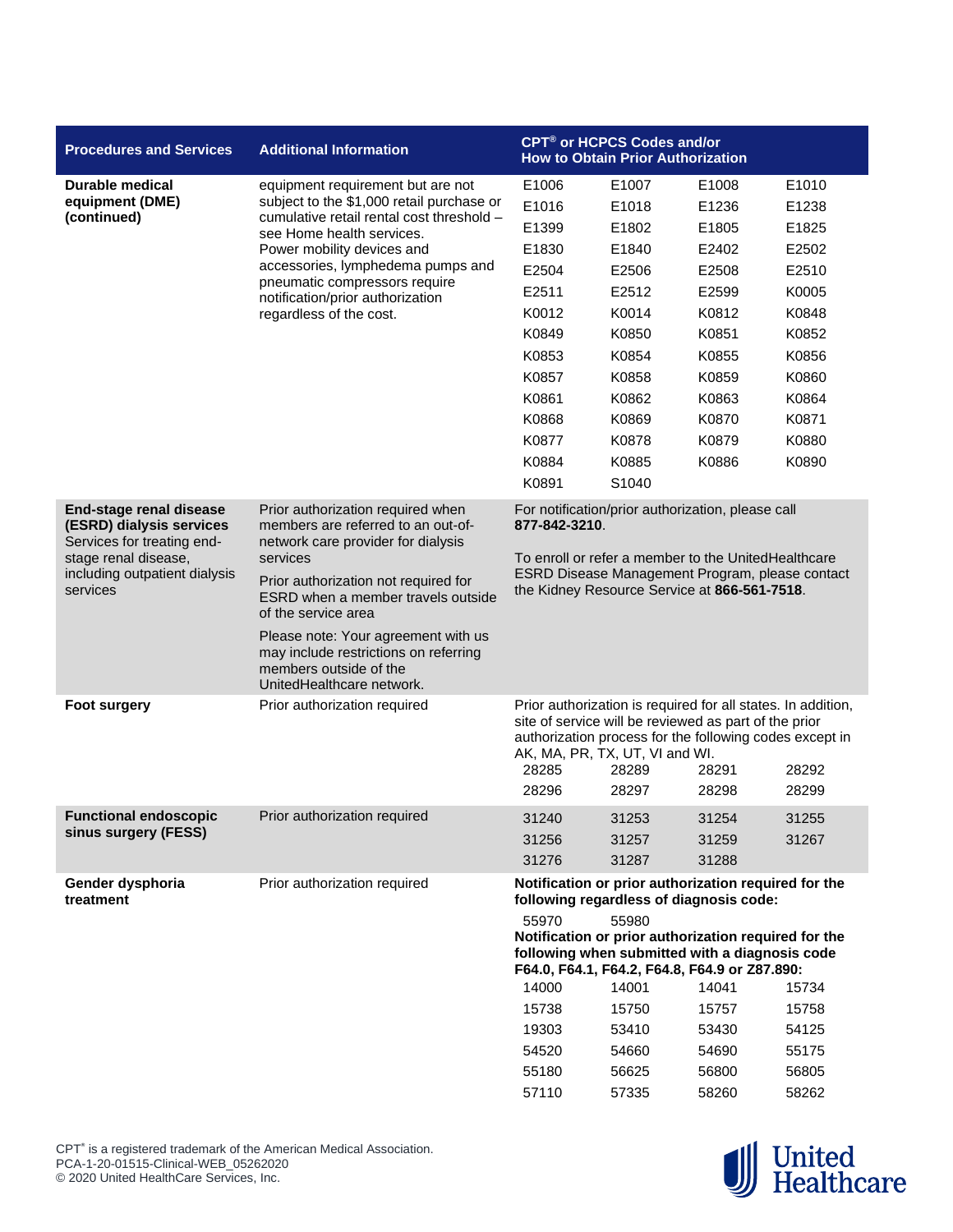| Procedures and Services | Additional Information | CPT® or HCPCS Codes and/or How to Obtain Prior Authorization |
|---|---|---|
| **Durable medical equipment (DME) (continued)** | equipment requirement but are not subject to the $1,000 retail purchase or cumulative retail rental cost threshold – see Home health services.<br>Power mobility devices and accessories, lymphedema pumps and pneumatic compressors require notification/prior authorization regardless of the cost. | E1006 E1007 E1008 E1010<br>E1016 E1018 E1236 E1238<br>E1399 E1802 E1805 E1825<br>E1830 E1840 E2402 E2502<br>E2504 E2506 E2508 E2510<br>E2511 E2512 E2599 K0005<br>K0012 K0014 K0812 K0848<br>K0849 K0850 K0851 K0852<br>K0853 K0854 K0855 K0856<br>K0857 K0858 K0859 K0860<br>K0861 K0862 K0863 K0864<br>K0868 K0869 K0870 K0871<br>K0877 K0878 K0879 K0880<br>K0884 K0885 K0886 K0890<br>K0891 S1040 |
| **End-stage renal disease (ESRD) dialysis services** Services for treating end-stage renal disease, including outpatient dialysis services | Prior authorization required when members are referred to an out-of-network care provider for dialysis services<br>Prior authorization not required for ESRD when a member travels outside of the service area<br>Please note: Your agreement with us may include restrictions on referring members outside of the UnitedHealthcare network. | For notification/prior authorization, please call **877-842-3210**.<br>To enroll or refer a member to the UnitedHealthcare ESRD Disease Management Program, please contact the Kidney Resource Service at **866-561-7518**. |
| **Foot surgery** | Prior authorization required | Prior authorization is required for all states. In addition, site of service will be reviewed as part of the prior authorization process for the following codes except in AK, MA, PR, TX, UT, VI and WI.<br>28285 28289 28291 28292<br>28296 28297 28298 28299 |
| **Functional endoscopic sinus surgery (FESS)** | Prior authorization required | 31240 31253 31254 31255<br>31256 31257 31259 31267<br>31276 31287 31288 |
| **Gender dysphoria treatment** | Prior authorization required | **Notification or prior authorization required for the following regardless of diagnosis code:**<br>55970 55980<br>**Notification or prior authorization required for the following when submitted with a diagnosis code F64.0, F64.1, F64.2, F64.8, F64.9 or Z87.890:**<br>14000 14001 14041 15734<br>15738 15750 15757 15758<br>19303 53410 53430 54125<br>54520 54660 54690 55175<br>55180 56625 56800 56805<br>57110 57335 58260 58262 |

CPT® is a registered trademark of the American Medical Association.
PCA-1-20-01515-Clinical-WEB_05262020
© 2020 United HealthCare Services, Inc.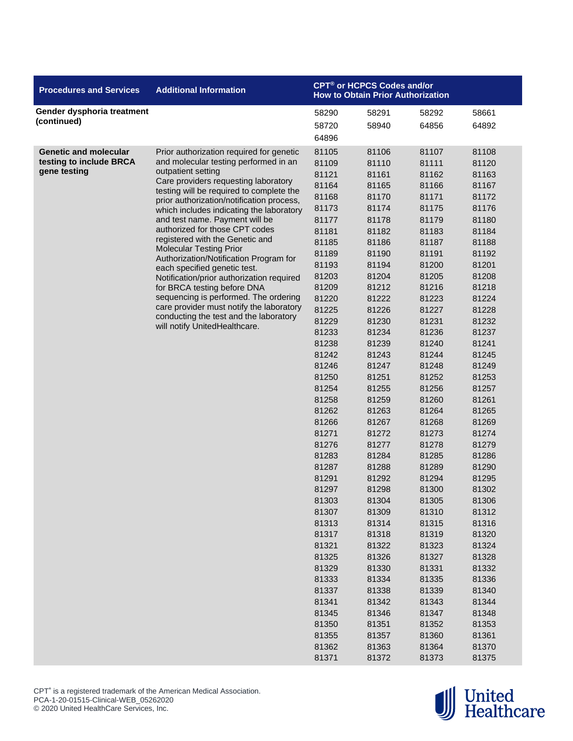| Procedures and Services | Additional Information | CPT® or HCPCS Codes and/or How to Obtain Prior Authorization | | | |
|---|---|---|---|---|---|
| **Gender dysphoria treatment (continued)** | | 58290 | 58291 | 58292 | 58661 |
| | | 58720 | 58940 | 64856 | 64892 |
| | | 64896 | | | |
| **Genetic and molecular testing to include BRCA gene testing** | Prior authorization required for genetic and molecular testing performed in an outpatient setting<br>Care providers requesting laboratory testing will be required to complete the prior authorization/notification process, which includes indicating the laboratory and test name. Payment will be authorized for those CPT codes registered with the Genetic and Molecular Testing Prior Authorization/Notification Program for each specified genetic test.<br>Notification/prior authorization required for BRCA testing before DNA sequencing is performed. The ordering care provider must notify the laboratory conducting the test and the laboratory will notify UnitedHealthcare. | 81105 | 81106 | 81107 | 81108 |
| | | 81109 | 81110 | 81111 | 81120 |
| | | 81121 | 81161 | 81162 | 81163 |
| | | 81164 | 81165 | 81166 | 81167 |
| | | 81168 | 81170 | 81171 | 81172 |
| | | 81173 | 81174 | 81175 | 81176 |
| | | 81177 | 81178 | 81179 | 81180 |
| | | 81181 | 81182 | 81183 | 81184 |
| | | 81185 | 81186 | 81187 | 81188 |
| | | 81189 | 81190 | 81191 | 81192 |
| | | 81193 | 81194 | 81200 | 81201 |
| | | 81203 | 81204 | 81205 | 81208 |
| | | 81209 | 81212 | 81216 | 81218 |
| | | 81220 | 81222 | 81223 | 81224 |
| | | 81225 | 81226 | 81227 | 81228 |
| | | 81229 | 81230 | 81231 | 81232 |
| | | 81233 | 81234 | 81236 | 81237 |
| | | 81238 | 81239 | 81240 | 81241 |
| | | 81242 | 81243 | 81244 | 81245 |
| | | 81246 | 81247 | 81248 | 81249 |
| | | 81250 | 81251 | 81252 | 81253 |
| | | 81254 | 81255 | 81256 | 81257 |
| | | 81258 | 81259 | 81260 | 81261 |
| | | 81262 | 81263 | 81264 | 81265 |
| | | 81266 | 81267 | 81268 | 81269 |
| | | 81271 | 81272 | 81273 | 81274 |
| | | 81276 | 81277 | 81278 | 81279 |
| | | 81283 | 81284 | 81285 | 81286 |
| | | 81287 | 81288 | 81289 | 81290 |
| | | 81291 | 81292 | 81294 | 81295 |
| | | 81297 | 81298 | 81300 | 81302 |
| | | 81303 | 81304 | 81305 | 81306 |
| | | 81307 | 81309 | 81310 | 81312 |
| | | 81313 | 81314 | 81315 | 81316 |
| | | 81317 | 81318 | 81319 | 81320 |
| | | 81321 | 81322 | 81323 | 81324 |
| | | 81325 | 81326 | 81327 | 81328 |
| | | 81329 | 81330 | 81331 | 81332 |
| | | 81333 | 81334 | 81335 | 81336 |
| | | 81337 | 81338 | 81339 | 81340 |
| | | 81341 | 81342 | 81343 | 81344 |
| | | 81345 | 81346 | 81347 | 81348 |
| | | 81350 | 81351 | 81352 | 81353 |
| | | 81355 | 81357 | 81360 | 81361 |
| | | 81362 | 81363 | 81364 | 81370 |
| | | 81371 | 81372 | 81373 | 81375 |

CPT® is a registered trademark of the American Medical Association.
PCA-1-20-01515-Clinical-WEB_05262020
© 2020 United HealthCare Services, Inc.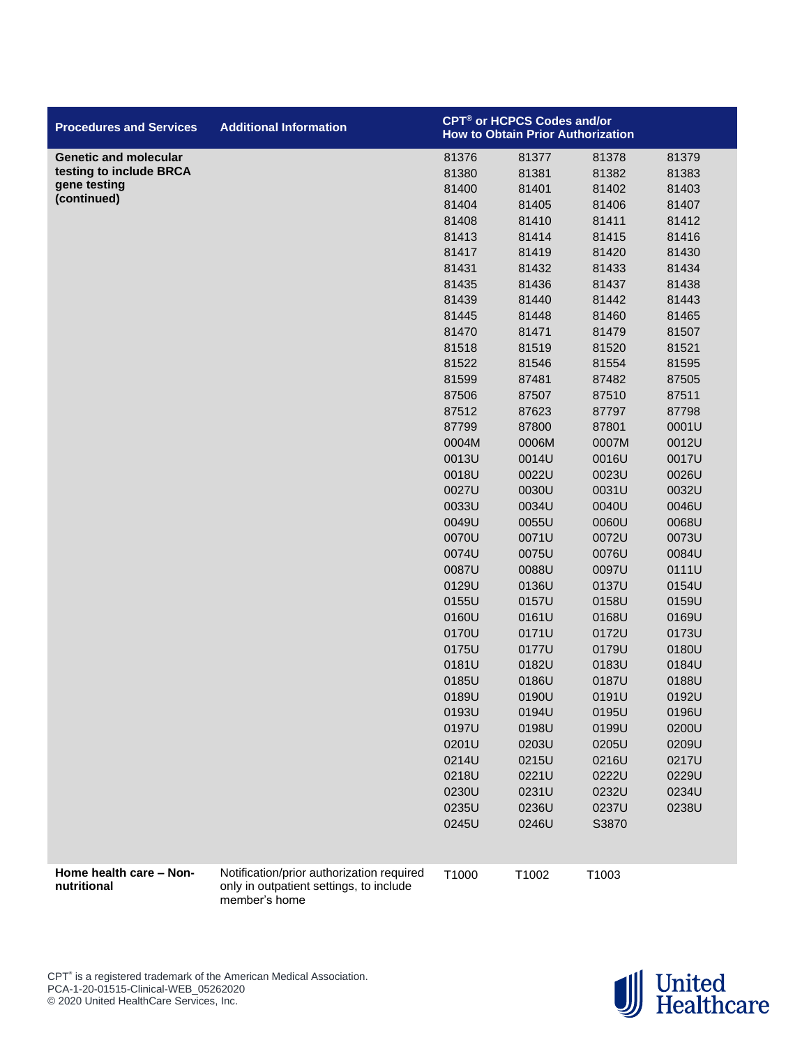| Procedures and Services | Additional Information | CPT® or HCPCS Codes and/or How to Obtain Prior Authorization | | | |
|---|---|---|---|---|---|
| **Genetic and molecular testing to include BRCA gene testing (continued)** | | 81376 | 81377 | 81378 | 81379 |
| | | 81380 | 81381 | 81382 | 81383 |
| | | 81400 | 81401 | 81402 | 81403 |
| | | 81404 | 81405 | 81406 | 81407 |
| | | 81408 | 81410 | 81411 | 81412 |
| | | 81413 | 81414 | 81415 | 81416 |
| | | 81417 | 81419 | 81420 | 81430 |
| | | 81431 | 81432 | 81433 | 81434 |
| | | 81435 | 81436 | 81437 | 81438 |
| | | 81439 | 81440 | 81442 | 81443 |
| | | 81445 | 81448 | 81460 | 81465 |
| | | 81470 | 81471 | 81479 | 81507 |
| | | 81518 | 81519 | 81520 | 81521 |
| | | 81522 | 81546 | 81554 | 81595 |
| | | 81599 | 87481 | 87482 | 87505 |
| | | 87506 | 87507 | 87510 | 87511 |
| | | 87512 | 87623 | 87797 | 87798 |
| | | 87799 | 87800 | 87801 | 0001U |
| | | 0004M | 0006M | 0007M | 0012U |
| | | 0013U | 0014U | 0016U | 0017U |
| | | 0018U | 0022U | 0023U | 0026U |
| | | 0027U | 0030U | 0031U | 0032U |
| | | 0033U | 0034U | 0040U | 0046U |
| | | 0049U | 0055U | 0060U | 0068U |
| | | 0070U | 0071U | 0072U | 0073U |
| | | 0074U | 0075U | 0076U | 0084U |
| | | 0087U | 0088U | 0097U | 0111U |
| | | 0129U | 0136U | 0137U | 0154U |
| | | 0155U | 0157U | 0158U | 0159U |
| | | 0160U | 0161U | 0168U | 0169U |
| | | 0170U | 0171U | 0172U | 0173U |
| | | 0175U | 0177U | 0179U | 0180U |
| | | 0181U | 0182U | 0183U | 0184U |
| | | 0185U | 0186U | 0187U | 0188U |
| | | 0189U | 0190U | 0191U | 0192U |
| | | 0193U | 0194U | 0195U | 0196U |
| | | 0197U | 0198U | 0199U | 0200U |
| | | 0201U | 0203U | 0205U | 0209U |
| | | 0214U | 0215U | 0216U | 0217U |
| | | 0218U | 0221U | 0222U | 0229U |
| | | 0230U | 0231U | 0232U | 0234U |
| | | 0235U | 0236U | 0237U | 0238U |
| | | 0245U | 0246U | S3870 | |
| **Home health care – Non-nutritional** | Notification/prior authorization required only in outpatient settings, to include member's home | T1000 | T1002 | T1003 | |

CPT® is a registered trademark of the American Medical Association.
PCA-1-20-01515-Clinical-WEB_05262020
© 2020 United HealthCare Services, Inc.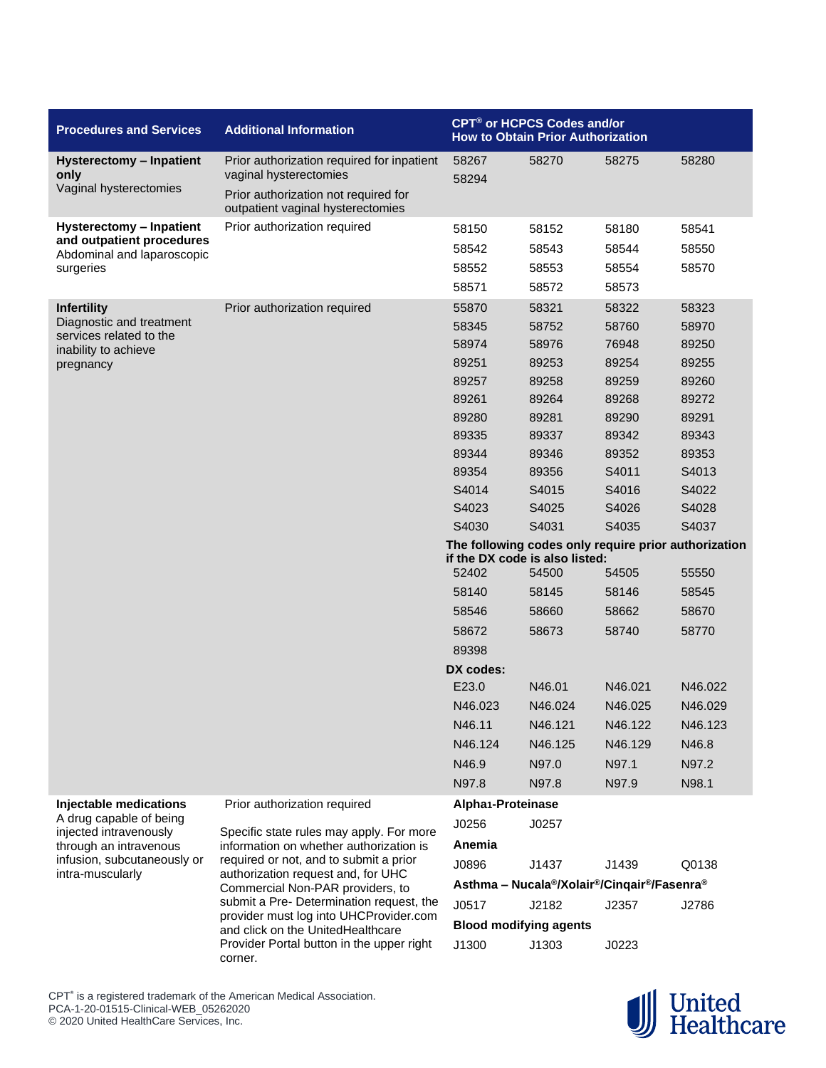| Procedures and Services | Additional Information | CPT® or HCPCS Codes and/or How to Obtain Prior Authorization | | | |
|---|---|---|---|---|---|
| **Hysterectomy – Inpatient only**<br>Vaginal hysterectomies | Prior authorization required for inpatient vaginal hysterectomies<br><br>Prior authorization not required for outpatient vaginal hysterectomies | 58267 | 58270 | 58275 | 58280 |
| | | 58294 | | | |
| **Hysterectomy – Inpatient and outpatient procedures**<br>Abdominal and laparoscopic surgeries | Prior authorization required | 58150 | 58152 | 58180 | 58541 |
| | | 58542 | 58543 | 58544 | 58550 |
| | | 58552 | 58553 | 58554 | 58570 |
| | | 58571 | 58572 | 58573 | |
| **Infertility**<br>Diagnostic and treatment services related to the inability to achieve pregnancy | Prior authorization required | 55870 | 58321 | 58322 | 58323 |
| | | 58345 | 58752 | 58760 | 58970 |
| | | 58974 | 58976 | 76948 | 89250 |
| | | 89251 | 89253 | 89254 | 89255 |
| | | 89257 | 89258 | 89259 | 89260 |
| | | 89261 | 89264 | 89268 | 89272 |
| | | 89280 | 89281 | 89290 | 89291 |
| | | 89335 | 89337 | 89342 | 89343 |
| | | 89344 | 89346 | 89352 | 89353 |
| | | 89354 | 89356 | S4011 | S4013 |
| | | S4014 | S4015 | S4016 | S4022 |
| | | S4023 | S4025 | S4026 | S4028 |
| | | S4030 | S4031 | S4035 | S4037 |
| | | **The following codes only require prior authorization if the DX code is also listed:** | | | |
| | | 52402 | 54500 | 54505 | 55550 |
| | | 58140 | 58145 | 58146 | 58545 |
| | | 58546 | 58660 | 58662 | 58670 |
| | | 58672 | 58673 | 58740 | 58770 |
| | | 89398 | | | |
| | | **DX codes:** | | | |
| | | E23.0 | N46.01 | N46.021 | N46.022 |
| | | N46.023 | N46.024 | N46.025 | N46.029 |
| | | N46.11 | N46.121 | N46.122 | N46.123 |
| | | N46.124 | N46.125 | N46.129 | N46.8 |
| | | N46.9 | N97.0 | N97.1 | N97.2 |
| | | N97.8 | N97.8 | N97.9 | N98.1 |
| **Injectable medications**<br>A drug capable of being injected intravenously through an intravenous infusion, subcutaneously or intra-muscularly | Prior authorization required<br><br>Specific state rules may apply. For more information on whether authorization is required or not, and to submit a prior authorization request and, for UHC Commercial Non-PAR providers, to submit a Pre- Determination request, the provider must log into UHCProvider.com and click on the UnitedHealthcare Provider Portal button in the upper right corner. | **Alpha1-Proteinase** | | | |
| | | J0256 | J0257 | | |
| | | **Anemia** | | | |
| | | J0896 | J1437 | J1439 | Q0138 |
| | | **Asthma – Nucala®/Xolair®/Cinqair®/Fasenra®** | | | |
| | | J0517 | J2182 | J2357 | J2786 |
| | | **Blood modifying agents** | | | |
| | | J1300 | J1303 | J0223 | |

CPT® is a registered trademark of the American Medical Association.
PCA-1-20-01515-Clinical-WEB_05262020
© 2020 United HealthCare Services, Inc.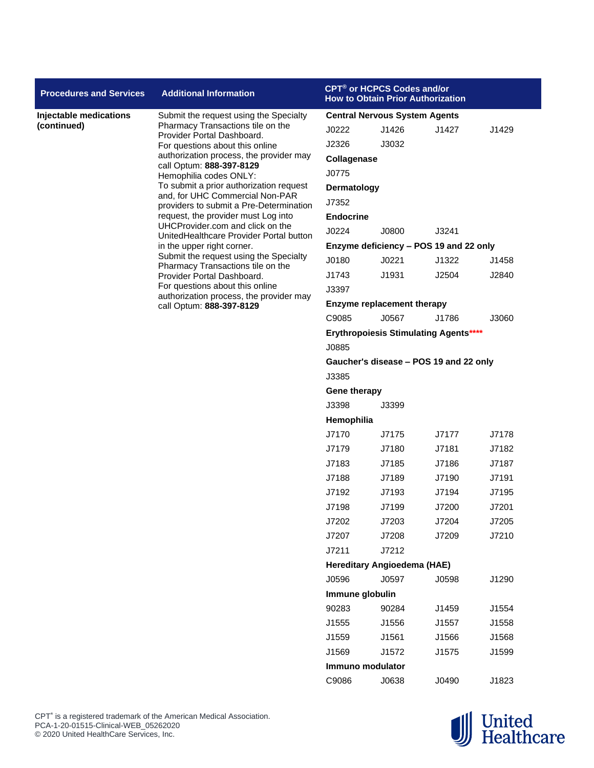| Procedures and Services | Additional Information | CPT® or HCPCS Codes and/or How to Obtain Prior Authorization |
|---|---|---|
| **Injectable medications (continued)** | Submit the request using the Specialty Pharmacy Transactions tile on the Provider Portal Dashboard.<br>For questions about this online authorization process, the provider may call Optum: **888-397-8129**<br>Hemophilia codes ONLY:<br>To submit a prior authorization request and, for UHC Commercial Non-PAR providers to submit a Pre-Determination request, the provider must Log into UHCProvider.com and click on the UnitedHealthcare Provider Portal button in the upper right corner.<br>Submit the request using the Specialty Pharmacy Transactions tile on the Provider Portal Dashboard.<br>For questions about this online authorization process, the provider may call Optum: **888-397-8129** | **Central Nervous System Agents**<br>J0222 J1426 J1427 J1429<br>J2326 J3032<br>**Collagenase**<br>J0775<br>**Dermatology**<br>J7352<br>**Endocrine**<br>J0224 J0800 J3241<br>**Enzyme deficiency – POS 19 and 22 only**<br>J0180 J0221 J1322 J1458<br>J1743 J1931 J2504 J2840<br>J3397<br>**Enzyme replacement therapy**<br>C9085 J0567 J1786 J3060<br>**Erythropoiesis Stimulating Agents*****<br>J0885<br>**Gaucher's disease – POS 19 and 22 only**<br>J3385<br>**Gene therapy**<br>J3398 J3399<br>**Hemophilia**<br>J7170 J7175 J7177 J7178<br>J7179 J7180 J7181 J7182<br>J7183 J7185 J7186 J7187<br>J7188 J7189 J7190 J7191<br>J7192 J7193 J7194 J7195<br>J7198 J7199 J7200 J7201<br>J7202 J7203 J7204 J7205<br>J7207 J7208 J7209 J7210<br>J7211 J7212<br>**Hereditary Angioedema (HAE)**<br>J0596 J0597 J0598 J1290<br>**Immune globulin**<br>90283 90284 J1459 J1554<br>J1555 J1556 J1557 J1558<br>J1559 J1561 J1566 J1568<br>J1569 J1572 J1575 J1599<br>**Immuno modulator**<br>C9086 J0638 J0490 J1823 |

CPT® is a registered trademark of the American Medical Association.
PCA-1-20-01515-Clinical-WEB_05262020
© 2020 United HealthCare Services, Inc.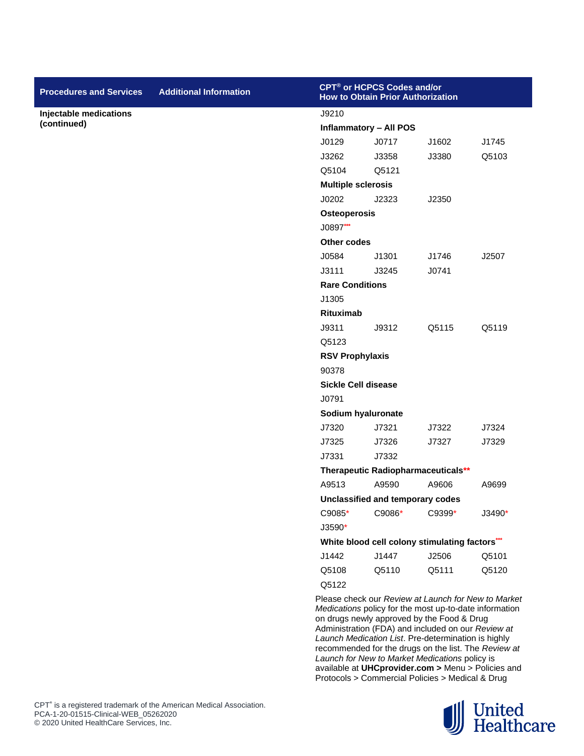| Procedures and Services | Additional Information | CPT® or HCPCS Codes and/or How to Obtain Prior Authorization |
|---|---|---|
| **Injectable medications (continued)** | | J9210<br>**Inflammatory – All POS**<br>J0129 J0717 J1602 J1745<br>J3262 J3358 J3380 Q5103<br>Q5104 Q5121<br>**Multiple sclerosis**<br>J0202 J2323 J2350<br>**Osteoperosis**<br>J0897***<br>**Other codes**<br>J0584 J1301 J1746 J2507<br>J3111 J3245 J0741<br>**Rare Conditions**<br>J1305<br>**Rituximab**<br>J9311 J9312 Q5115 Q5119<br>Q5123<br>**RSV Prophylaxis**<br>90378<br>**Sickle Cell disease**<br>J0791<br>**Sodium hyaluronate**<br>J7320 J7321 J7322 J7324<br>J7325 J7326 J7327 J7329<br>J7331 J7332<br>**Therapeutic Radiopharmaceuticals****<br>A9513 A9590 A9606 A9699<br>**Unclassified and temporary codes**<br>C9085* C9086* C9399* J3490*<br>J3590*<br>**White blood cell colony stimulating factors*****<br>J1442 J1447 J2506 Q5101<br>Q5108 Q5110 Q5111 Q5120<br>Q5122<br>Please check our *Review at Launch for New to Market Medications* policy for the most up-to-date information on drugs newly approved by the Food & Drug Administration (FDA) and included on our *Review at Launch Medication List*. Pre-determination is highly recommended for the drugs on the list. The *Review at Launch for New to Market Medications* policy is available at **UHCprovider.com >** Menu > Policies and Protocols > Commercial Policies > Medical & Drug |

CPT® is a registered trademark of the American Medical Association.
PCA-1-20-01515-Clinical-WEB_05262020
© 2020 United HealthCare Services, Inc.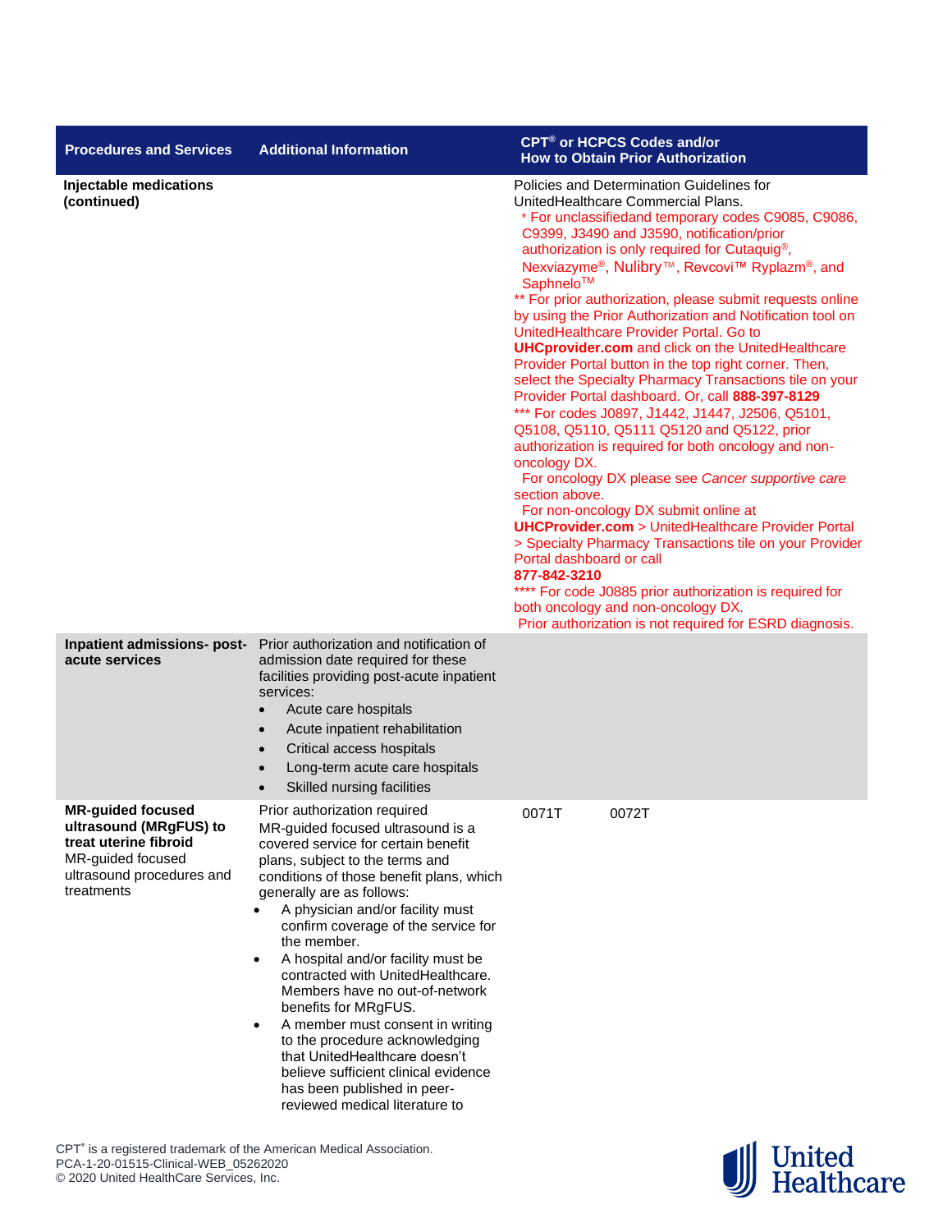| Procedures and Services | Additional Information | CPT® or HCPCS Codes and/or How to Obtain Prior Authorization |
|---|---|---|
| **Injectable medications (continued)** | | Policies and Determination Guidelines for UnitedHealthcare Commercial Plans.<br>* For unclassifiedand temporary codes C9085, C9086, C9399, J3490 and J3590, notification/prior authorization is only required for Cutaquig®, Nexviazyme®, Nulibry™, Revcovi™ Ryplazm®, and Saphnelo™<br>** For prior authorization, please submit requests online by using the Prior Authorization and Notification tool on UnitedHealthcare Provider Portal. Go to **UHCprovider.com** and click on the UnitedHealthcare Provider Portal button in the top right corner. Then, select the Specialty Pharmacy Transactions tile on your Provider Portal dashboard. Or, call **888-397-8129**<br>*** For codes J0897, J1442, J1447, J2506, Q5101, Q5108, Q5110, Q5111 Q5120 and Q5122, prior authorization is required for both oncology and non-oncology DX.<br>For oncology DX please see *Cancer supportive care* section above.<br>For non-oncology DX submit online at **UHCProvider.com** > UnitedHealthcare Provider Portal > Specialty Pharmacy Transactions tile on your Provider Portal dashboard or call<br>**877-842-3210**<br>**** For code J0885 prior authorization is required for both oncology and non-oncology DX.<br>Prior authorization is not required for ESRD diagnosis. |
| **Inpatient admissions- post-acute services** | Prior authorization and notification of admission date required for these facilities providing post-acute inpatient services:<br>• Acute care hospitals<br>• Acute inpatient rehabilitation<br>• Critical access hospitals<br>• Long-term acute care hospitals<br>• Skilled nursing facilities | |
| **MR-guided focused ultrasound (MRgFUS) to treat uterine fibroid**<br>MR-guided focused ultrasound procedures and treatments | Prior authorization required<br>MR-guided focused ultrasound is a covered service for certain benefit plans, subject to the terms and conditions of those benefit plans, which generally are as follows:<br>• A physician and/or facility must confirm coverage of the service for the member.<br>• A hospital and/or facility must be contracted with UnitedHealthcare. Members have no out-of-network benefits for MRgFUS.<br>• A member must consent in writing to the procedure acknowledging that UnitedHealthcare doesn't believe sufficient clinical evidence has been published in peer-reviewed medical literature to | 0071T 0072T |

CPT® is a registered trademark of the American Medical Association.
PCA-1-20-01515-Clinical-WEB_05262020
© 2020 United HealthCare Services, Inc.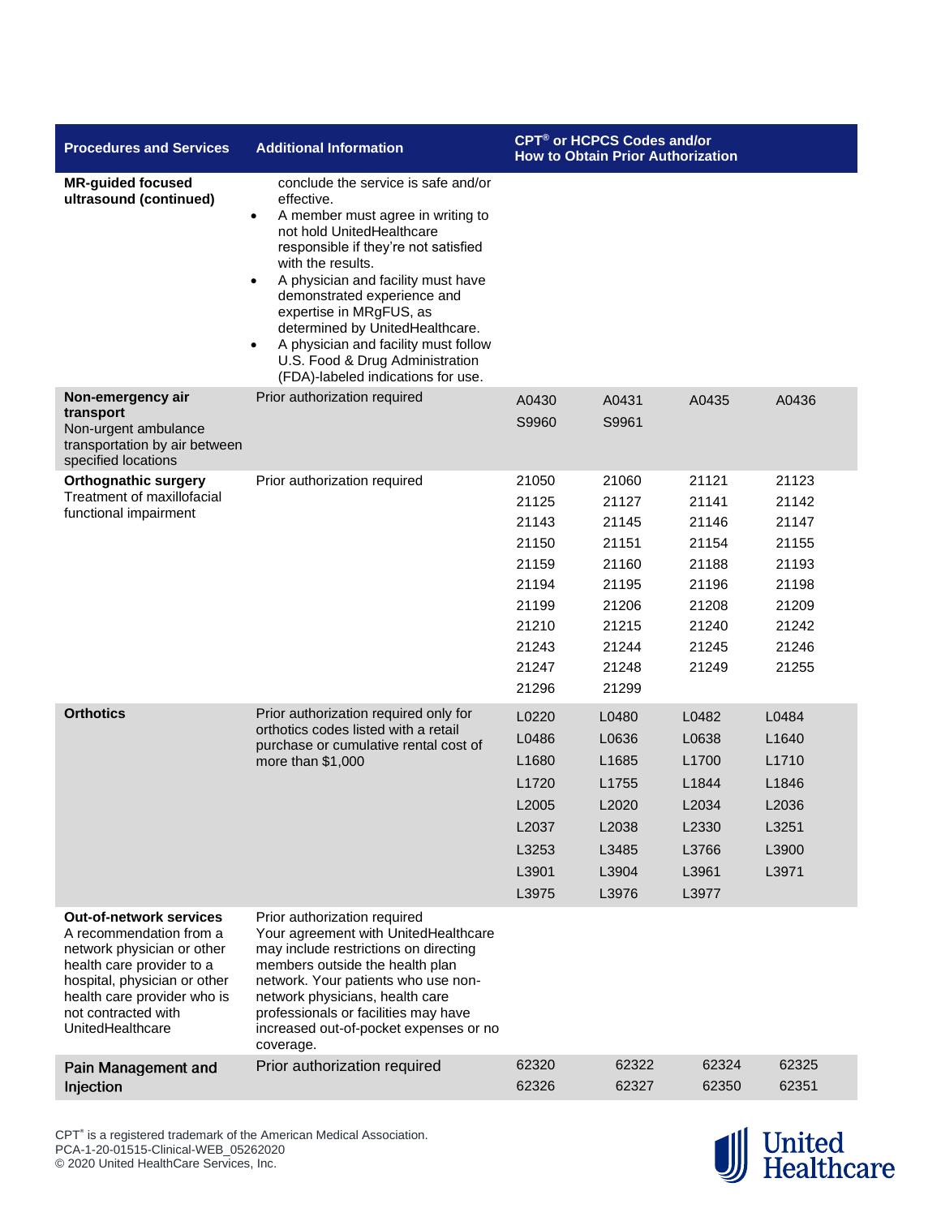| Procedures and Services | Additional Information | CPT® or HCPCS Codes and/or How to Obtain Prior Authorization |
|---|---|---|
| **MR-guided focused ultrasound (continued)** | conclude the service is safe and/or effective.<br>• A member must agree in writing to not hold UnitedHealthcare responsible if they're not satisfied with the results.<br>• A physician and facility must have demonstrated experience and expertise in MRgFUS, as determined by UnitedHealthcare.<br>• A physician and facility must follow U.S. Food & Drug Administration (FDA)-labeled indications for use. | |
| **Non-emergency air transport**<br>Non-urgent ambulance transportation by air between specified locations | Prior authorization required | A0430 A0431 A0435 A0436<br>S9960 S9961 |
| **Orthognathic surgery**<br>Treatment of maxillofacial functional impairment | Prior authorization required | 21050 21060 21121 21123<br>21125 21127 21141 21142<br>21143 21145 21146 21147<br>21150 21151 21154 21155<br>21159 21160 21188 21193<br>21194 21195 21196 21198<br>21199 21206 21208 21209<br>21210 21215 21240 21242<br>21243 21244 21245 21246<br>21247 21248 21249 21255<br>21296 21299 |
| **Orthotics** | Prior authorization required only for orthotics codes listed with a retail purchase or cumulative rental cost of more than $1,000 | L0220 L0480 L0482 L0484<br>L0486 L0636 L0638 L1640<br>L1680 L1685 L1700 L1710<br>L1720 L1755 L1844 L1846<br>L2005 L2020 L2034 L2036<br>L2037 L2038 L2330 L3251<br>L3253 L3485 L3766 L3900<br>L3901 L3904 L3961 L3971<br>L3975 L3976 L3977 |
| **Out-of-network services**<br>A recommendation from a network physician or other health care provider to a hospital, physician or other health care provider who is not contracted with UnitedHealthcare | Prior authorization required<br>Your agreement with UnitedHealthcare may include restrictions on directing members outside the health plan network. Your patients who use non-network physicians, health care professionals or facilities may have increased out-of-pocket expenses or no coverage. | |
| **Pain Management and Injection** | Prior authorization required | 62320 62322 62324 62325<br>62326 62327 62350 62351 |

CPT® is a registered trademark of the American Medical Association.
PCA-1-20-01515-Clinical-WEB_05262020
© 2020 United HealthCare Services, Inc.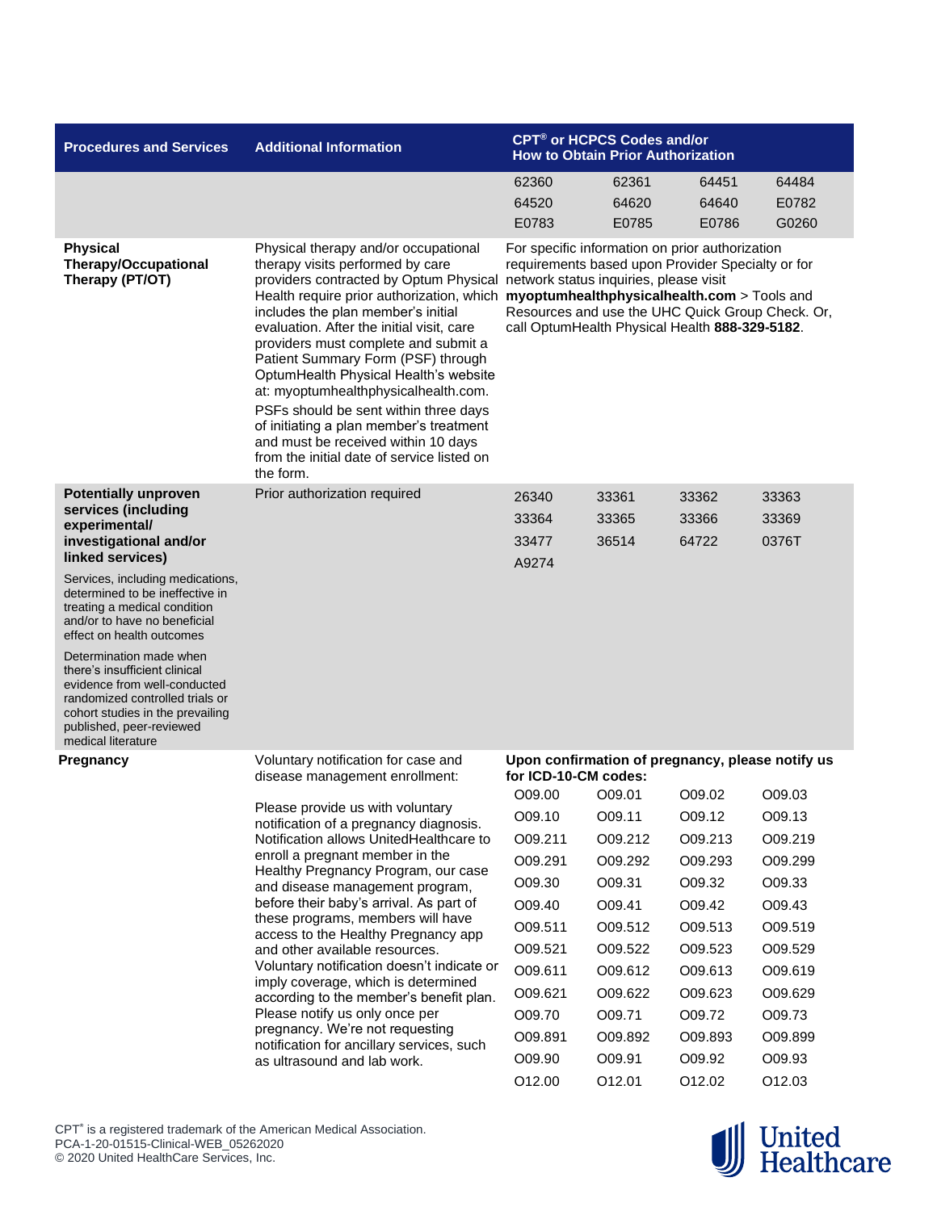| Procedures and Services | Additional Information | CPT® or HCPCS Codes and/or How to Obtain Prior Authorization | | | |
|---|---|---|---|---|---|
| | | 62360 | 62361 | 64451 | 64484 |
| | | 64520 | 64620 | 64640 | E0782 |
| | | E0783 | E0785 | E0786 | G0260 |
| **Physical Therapy/Occupational Therapy (PT/OT)** | Physical therapy and/or occupational therapy visits performed by care providers contracted by Optum Physical Health require prior authorization, which includes the plan member's initial evaluation. After the initial visit, care providers must complete and submit a Patient Summary Form (PSF) through OptumHealth Physical Health's website at: myoptumhealthphysicalhealth.com. PSFs should be sent within three days of initiating a plan member's treatment and must be received within 10 days from the initial date of service listed on the form. | For specific information on prior authorization requirements based upon Provider Specialty or for network status inquiries, please visit **myoptumhealthphysicalhealth.com** > Tools and Resources and use the UHC Quick Group Check. Or, call OptumHealth Physical Health **888-329-5182**. | | | |
| **Potentially unproven services (including experimental/ investigational and/or linked services)** Services, including medications, determined to be ineffective in treating a medical condition and/or to have no beneficial effect on health outcomes Determination made when there's insufficient clinical evidence from well-conducted randomized controlled trials or cohort studies in the prevailing published, peer-reviewed medical literature | Prior authorization required | 26340 | 33361 | 33362 | 33363 |
| | | 33364 | 33365 | 33366 | 33369 |
| | | 33477 | 36514 | 64722 | 0376T |
| | | A9274 | | | |
| **Pregnancy** | Voluntary notification for case and disease management enrollment: Please provide us with voluntary notification of a pregnancy diagnosis. Notification allows UnitedHealthcare to enroll a pregnant member in the Healthy Pregnancy Program, our case and disease management program, before their baby's arrival. As part of these programs, members will have access to the Healthy Pregnancy app and other available resources. Voluntary notification doesn't indicate or imply coverage, which is determined according to the member's benefit plan. Please notify us only once per pregnancy. We're not requesting notification for ancillary services, such as ultrasound and lab work. | **Upon confirmation of pregnancy, please notify us for ICD-10-CM codes:** | | | |
| | | O09.00 | O09.01 | O09.02 | O09.03 |
| | | O09.10 | O09.11 | O09.12 | O09.13 |
| | | O09.211 | O09.212 | O09.213 | O09.219 |
| | | O09.291 | O09.292 | O09.293 | O09.299 |
| | | O09.30 | O09.31 | O09.32 | O09.33 |
| | | O09.40 | O09.41 | O09.42 | O09.43 |
| | | O09.511 | O09.512 | O09.513 | O09.519 |
| | | O09.521 | O09.522 | O09.523 | O09.529 |
| | | O09.611 | O09.612 | O09.613 | O09.619 |
| | | O09.621 | O09.622 | O09.623 | O09.629 |
| | | O09.70 | O09.71 | O09.72 | O09.73 |
| | | O09.891 | O09.892 | O09.893 | O09.899 |
| | | O09.90 | O09.91 | O09.92 | O09.93 |
| | | O12.00 | O12.01 | O12.02 | O12.03 |

CPT® is a registered trademark of the American Medical Association.
PCA-1-20-01515-Clinical-WEB_05262020
© 2020 United HealthCare Services, Inc.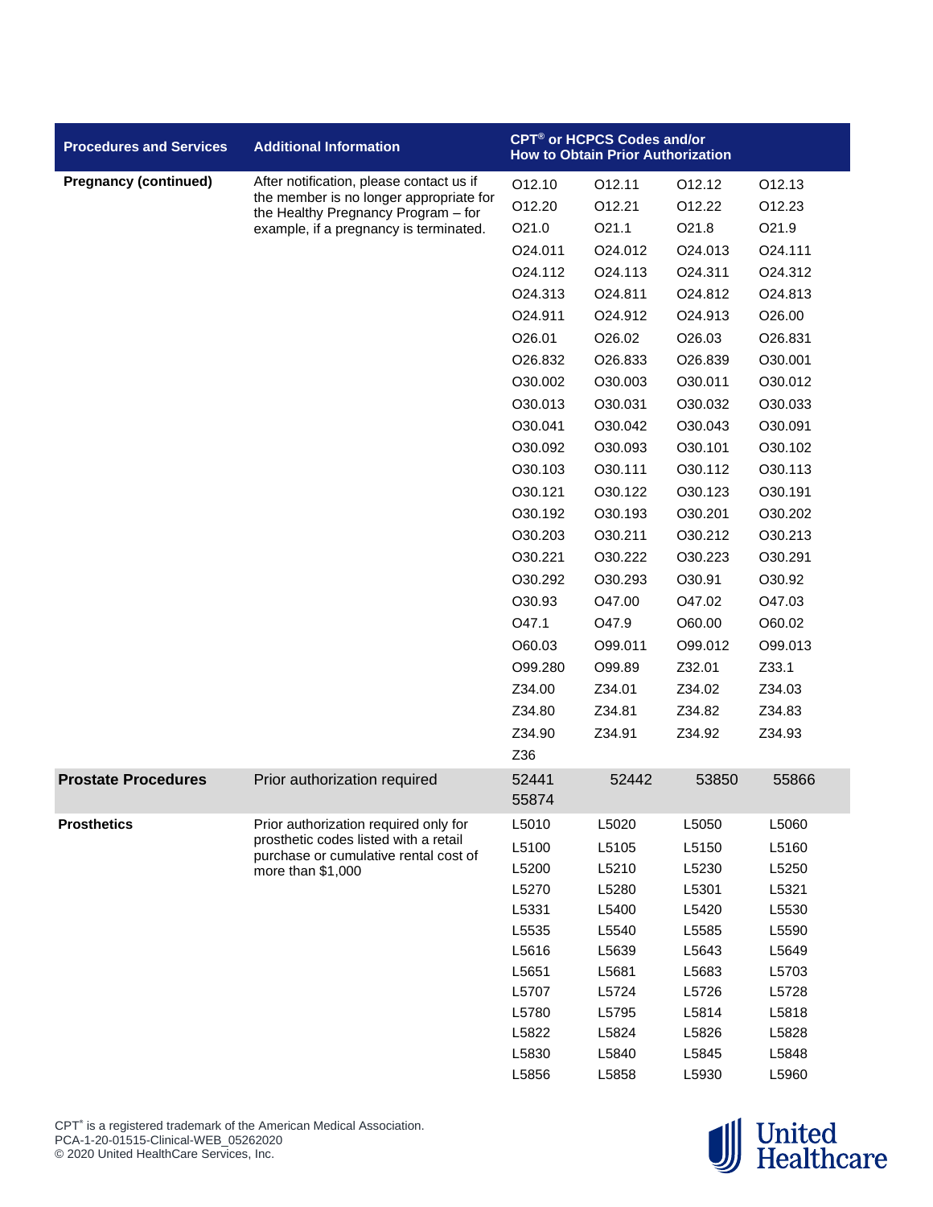| Procedures and Services | Additional Information | CPT® or HCPCS Codes and/or How to Obtain Prior Authorization | | | |
|---|---|---|---|---|---|
| **Pregnancy (continued)** | After notification, please contact us if the member is no longer appropriate for the Healthy Pregnancy Program – for example, if a pregnancy is terminated. | O12.10 | O12.11 | O12.12 | O12.13 |
| | | O12.20 | O12.21 | O12.22 | O12.23 |
| | | O21.0 | O21.1 | O21.8 | O21.9 |
| | | O24.011 | O24.012 | O24.013 | O24.111 |
| | | O24.112 | O24.113 | O24.311 | O24.312 |
| | | O24.313 | O24.811 | O24.812 | O24.813 |
| | | O24.911 | O24.912 | O24.913 | O26.00 |
| | | O26.01 | O26.02 | O26.03 | O26.831 |
| | | O26.832 | O26.833 | O26.839 | O30.001 |
| | | O30.002 | O30.003 | O30.011 | O30.012 |
| | | O30.013 | O30.031 | O30.032 | O30.033 |
| | | O30.041 | O30.042 | O30.043 | O30.091 |
| | | O30.092 | O30.093 | O30.101 | O30.102 |
| | | O30.103 | O30.111 | O30.112 | O30.113 |
| | | O30.121 | O30.122 | O30.123 | O30.191 |
| | | O30.192 | O30.193 | O30.201 | O30.202 |
| | | O30.203 | O30.211 | O30.212 | O30.213 |
| | | O30.221 | O30.222 | O30.223 | O30.291 |
| | | O30.292 | O30.293 | O30.91 | O30.92 |
| | | O30.93 | O47.00 | O47.02 | O47.03 |
| | | O47.1 | O47.9 | O60.00 | O60.02 |
| | | O60.03 | O99.011 | O99.012 | O99.013 |
| | | O99.280 | O99.89 | Z32.01 | Z33.1 |
| | | Z34.00 | Z34.01 | Z34.02 | Z34.03 |
| | | Z34.80 | Z34.81 | Z34.82 | Z34.83 |
| | | Z34.90 | Z34.91 | Z34.92 | Z34.93 |
| | | Z36 | | | |
| **Prostate Procedures** | Prior authorization required | 52441 | 52442 | 53850 | 55866 |
| | | 55874 | | | |
| **Prosthetics** | Prior authorization required only for prosthetic codes listed with a retail purchase or cumulative rental cost of more than $1,000 | L5010 | L5020 | L5050 | L5060 |
| | | L5100 | L5105 | L5150 | L5160 |
| | | L5200 | L5210 | L5230 | L5250 |
| | | L5270 | L5280 | L5301 | L5321 |
| | | L5331 | L5400 | L5420 | L5530 |
| | | L5535 | L5540 | L5585 | L5590 |
| | | L5616 | L5639 | L5643 | L5649 |
| | | L5651 | L5681 | L5683 | L5703 |
| | | L5707 | L5724 | L5726 | L5728 |
| | | L5780 | L5795 | L5814 | L5818 |
| | | L5822 | L5824 | L5826 | L5828 |
| | | L5830 | L5840 | L5845 | L5848 |
| | | L5856 | L5858 | L5930 | L5960 |

CPT® is a registered trademark of the American Medical Association.
PCA-1-20-01515-Clinical-WEB_05262020
© 2020 United HealthCare Services, Inc.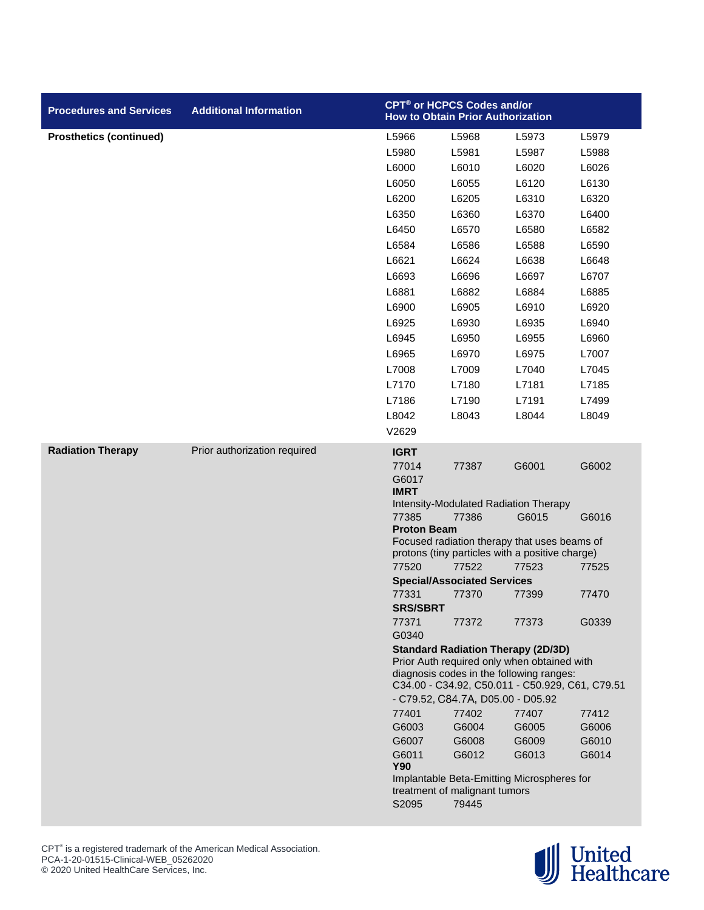| Procedures and Services | Additional Information | CPT® or HCPCS Codes and/or How to Obtain Prior Authorization |
|---|---|---|
| **Prosthetics (continued)** | | L5966 L5968 L5973 L5979<br>L5980 L5981 L5987 L5988<br>L6000 L6010 L6020 L6026<br>L6050 L6055 L6120 L6130<br>L6200 L6205 L6310 L6320<br>L6350 L6360 L6370 L6400<br>L6450 L6570 L6580 L6582<br>L6584 L6586 L6588 L6590<br>L6621 L6624 L6638 L6648<br>L6693 L6696 L6697 L6707<br>L6881 L6882 L6884 L6885<br>L6900 L6905 L6910 L6920<br>L6925 L6930 L6935 L6940<br>L6945 L6950 L6955 L6960<br>L6965 L6970 L6975 L7007<br>L7008 L7009 L7040 L7045<br>L7170 L7180 L7181 L7185<br>L7186 L7190 L7191 L7499<br>L8042 L8043 L8044 L8049<br>V2629 |
| **Radiation Therapy** | Prior authorization required | **IGRT**<br>77014 77387 G6001 G6002<br>G6017<br>**IMRT**<br>Intensity-Modulated Radiation Therapy<br>77385 77386 G6015 G6016<br>**Proton Beam**<br>Focused radiation therapy that uses beams of protons (tiny particles with a positive charge)<br>77520 77522 77523 77525<br>**Special/Associated Services**<br>77331 77370 77399 77470<br>**SRS/SBRT**<br>77371 77372 77373 G0339<br>G0340<br>**Standard Radiation Therapy (2D/3D)**<br>Prior Auth required only when obtained with diagnosis codes in the following ranges: C34.00 - C34.92, C50.011 - C50.929, C61, C79.51 - C79.52, C84.7A, D05.00 - D05.92<br>77401 77402 77407 77412<br>G6003 G6004 G6005 G6006<br>G6007 G6008 G6009 G6010<br>G6011 G6012 G6013 G6014<br>**Y90**<br>Implantable Beta-Emitting Microspheres for treatment of malignant tumors<br>S2095 79445 |

CPT® is a registered trademark of the American Medical Association.
PCA-1-20-01515-Clinical-WEB_05262020
© 2020 United HealthCare Services, Inc.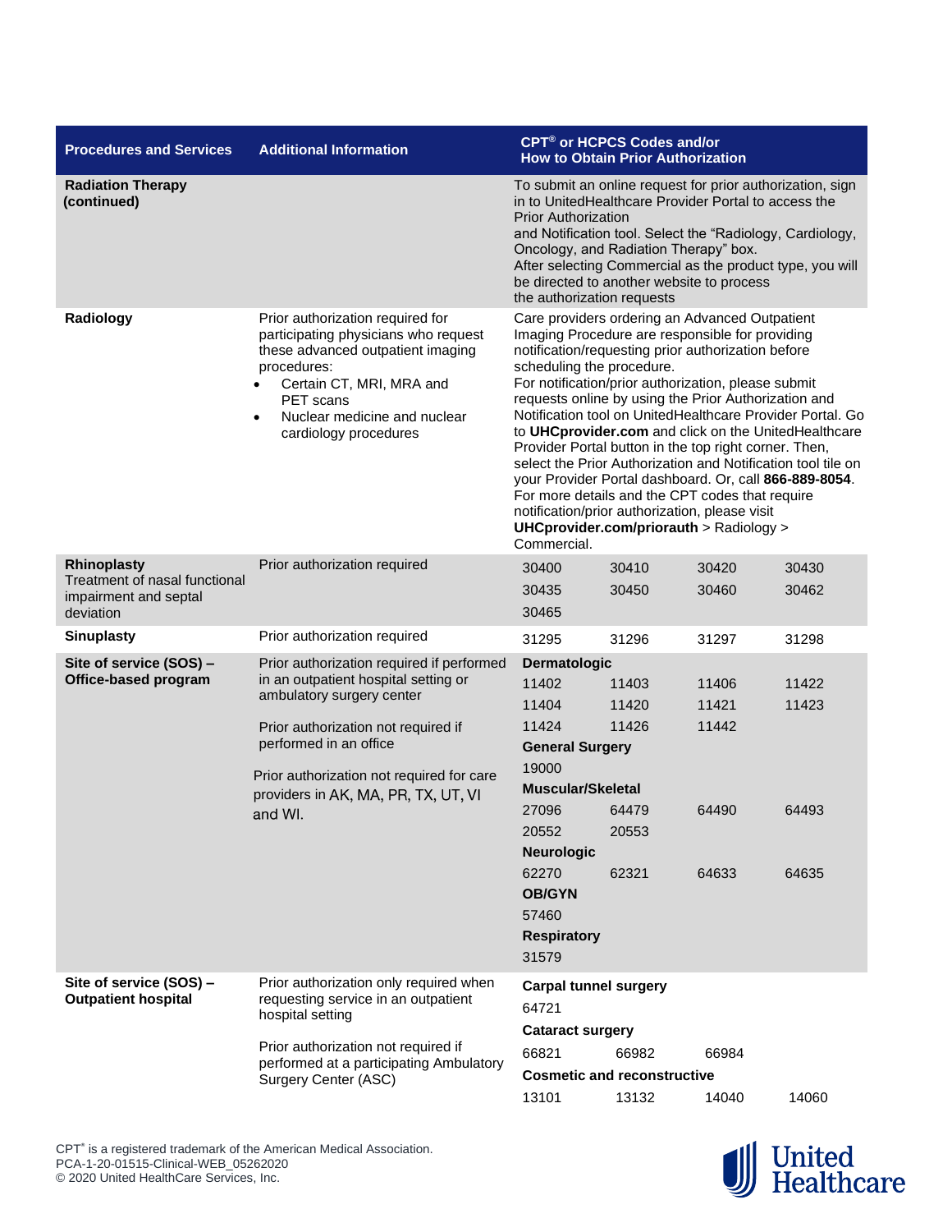| Procedures and Services | Additional Information | CPT® or HCPCS Codes and/or How to Obtain Prior Authorization |
|---|---|---|
| **Radiation Therapy (continued)** | | To submit an online request for prior authorization, sign in to UnitedHealthcare Provider Portal to access the Prior Authorization and Notification tool. Select the "Radiology, Cardiology, Oncology, and Radiation Therapy" box. After selecting Commercial as the product type, you will be directed to another website to process the authorization requests |
| **Radiology** | Prior authorization required for participating physicians who request these advanced outpatient imaging procedures:<br>• Certain CT, MRI, MRA and PET scans<br>• Nuclear medicine and nuclear cardiology procedures | Care providers ordering an Advanced Outpatient Imaging Procedure are responsible for providing notification/requesting prior authorization before scheduling the procedure.<br>For notification/prior authorization, please submit requests online by using the Prior Authorization and Notification tool on UnitedHealthcare Provider Portal. Go to **UHCprovider.com** and click on the UnitedHealthcare Provider Portal button in the top right corner. Then, select the Prior Authorization and Notification tool tile on your Provider Portal dashboard. Or, call **866-889-8054**. For more details and the CPT codes that require notification/prior authorization, please visit **UHCprovider.com/priorauth** > Radiology > Commercial. |
| **Rhinoplasty**<br>Treatment of nasal functional impairment and septal deviation | Prior authorization required | 30400 30410 30420 30430<br>30435 30450 30460 30462<br>30465 |
| **Sinuplasty** | Prior authorization required | 31295 31296 31297 31298 |
| **Site of service (SOS) – Office-based program** | Prior authorization required if performed in an outpatient hospital setting or ambulatory surgery center<br><br>Prior authorization not required if performed in an office<br><br>Prior authorization not required for care providers in AK, MA, PR, TX, UT, VI and WI. | **Dermatologic**<br>11402 11403 11406 11422<br>11404 11420 11421 11423<br>11424 11426 11442<br>**General Surgery**<br>19000<br>**Muscular/Skeletal**<br>27096 64479 64490 64493<br>20552 20553<br>**Neurologic**<br>62270 62321 64633 64635<br>**OB/GYN**<br>57460<br>**Respiratory**<br>31579 |
| **Site of service (SOS) – Outpatient hospital** | Prior authorization only required when requesting service in an outpatient hospital setting<br><br>Prior authorization not required if performed at a participating Ambulatory Surgery Center (ASC) | **Carpal tunnel surgery**<br>64721<br>**Cataract surgery**<br>66821 66982 66984<br>**Cosmetic and reconstructive**<br>13101 13132 14040 14060 |

CPT® is a registered trademark of the American Medical Association.
PCA-1-20-01515-Clinical-WEB_05262020
© 2020 United HealthCare Services, Inc.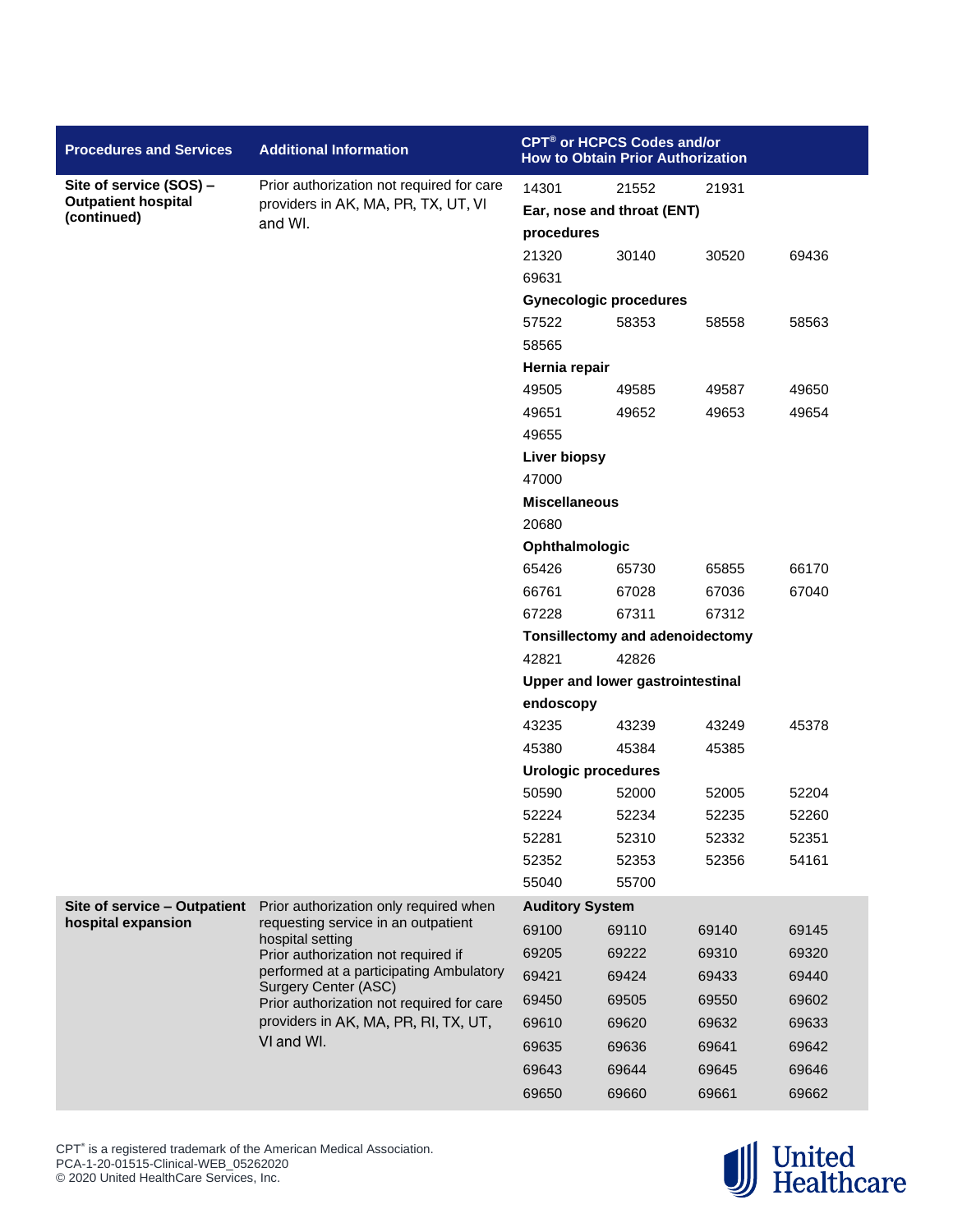| Procedures and Services | Additional Information | CPT® or HCPCS Codes and/or How to Obtain Prior Authorization |
|---|---|---|
| **Site of service (SOS) – Outpatient hospital (continued)** | Prior authorization not required for care providers in AK, MA, PR, TX, UT, VI and WI. | 14301 21552 21931<br>**Ear, nose and throat (ENT) procedures**<br>21320 30140 30520 69436<br>69631<br>**Gynecologic procedures**<br>57522 58353 58558 58563<br>58565<br>**Hernia repair**<br>49505 49585 49587 49650<br>49651 49652 49653 49654<br>49655<br>**Liver biopsy**<br>47000<br>**Miscellaneous**<br>20680<br>**Ophthalmologic**<br>65426 65730 65855 66170<br>66761 67028 67036 67040<br>67228 67311 67312<br>**Tonsillectomy and adenoidectomy**<br>42821 42826<br>**Upper and lower gastrointestinal endoscopy**<br>43235 43239 43249 45378<br>45380 45384 45385<br>**Urologic procedures**<br>50590 52000 52005 52204<br>52224 52234 52235 52260<br>52281 52310 52332 52351<br>52352 52353 52356 54161<br>55040 55700 |
| **Site of service – Outpatient hospital expansion** | Prior authorization only required when requesting service in an outpatient hospital setting<br>Prior authorization not required if performed at a participating Ambulatory Surgery Center (ASC)<br>Prior authorization not required for care providers in AK, MA, PR, RI, TX, UT, VI and WI. | **Auditory System**<br>69100 69110 69140 69145<br>69205 69222 69310 69320<br>69421 69424 69433 69440<br>69450 69505 69550 69602<br>69610 69620 69632 69633<br>69635 69636 69641 69642<br>69643 69644 69645 69646<br>69650 69660 69661 69662 |

CPT® is a registered trademark of the American Medical Association.
PCA-1-20-01515-Clinical-WEB_05262020
© 2020 United HealthCare Services, Inc.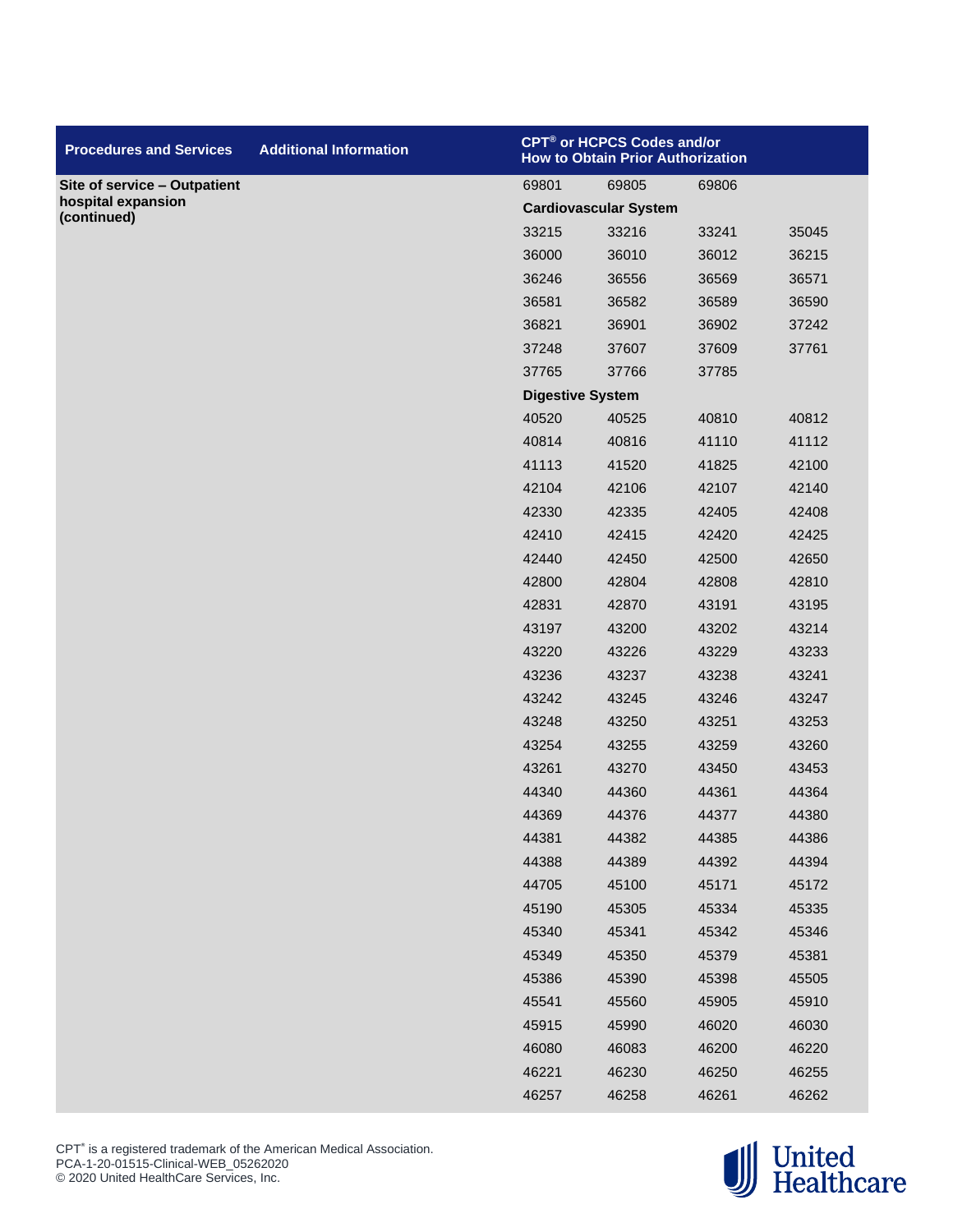| Procedures and Services | Additional Information | CPT® or HCPCS Codes and/or How to Obtain Prior Authorization | | | |
|---|---|---|---|---|---|
| **Site of service – Outpatient hospital expansion (continued)** | | 69801 | 69805 | 69806 | |
| | | **Cardiovascular System** | | | |
| | | 33215 | 33216 | 33241 | 35045 |
| | | 36000 | 36010 | 36012 | 36215 |
| | | 36246 | 36556 | 36569 | 36571 |
| | | 36581 | 36582 | 36589 | 36590 |
| | | 36821 | 36901 | 36902 | 37242 |
| | | 37248 | 37607 | 37609 | 37761 |
| | | 37765 | 37766 | 37785 | |
| | | **Digestive System** | | | |
| | | 40520 | 40525 | 40810 | 40812 |
| | | 40814 | 40816 | 41110 | 41112 |
| | | 41113 | 41520 | 41825 | 42100 |
| | | 42104 | 42106 | 42107 | 42140 |
| | | 42330 | 42335 | 42405 | 42408 |
| | | 42410 | 42415 | 42420 | 42425 |
| | | 42440 | 42450 | 42500 | 42650 |
| | | 42800 | 42804 | 42808 | 42810 |
| | | 42831 | 42870 | 43191 | 43195 |
| | | 43197 | 43200 | 43202 | 43214 |
| | | 43220 | 43226 | 43229 | 43233 |
| | | 43236 | 43237 | 43238 | 43241 |
| | | 43242 | 43245 | 43246 | 43247 |
| | | 43248 | 43250 | 43251 | 43253 |
| | | 43254 | 43255 | 43259 | 43260 |
| | | 43261 | 43270 | 43450 | 43453 |
| | | 44340 | 44360 | 44361 | 44364 |
| | | 44369 | 44376 | 44377 | 44380 |
| | | 44381 | 44382 | 44385 | 44386 |
| | | 44388 | 44389 | 44392 | 44394 |
| | | 44705 | 45100 | 45171 | 45172 |
| | | 45190 | 45305 | 45334 | 45335 |
| | | 45340 | 45341 | 45342 | 45346 |
| | | 45349 | 45350 | 45379 | 45381 |
| | | 45386 | 45390 | 45398 | 45505 |
| | | 45541 | 45560 | 45905 | 45910 |
| | | 45915 | 45990 | 46020 | 46030 |
| | | 46080 | 46083 | 46200 | 46220 |
| | | 46221 | 46230 | 46250 | 46255 |
| | | 46257 | 46258 | 46261 | 46262 |

CPT® is a registered trademark of the American Medical Association.
PCA-1-20-01515-Clinical-WEB_05262020
© 2020 United HealthCare Services, Inc.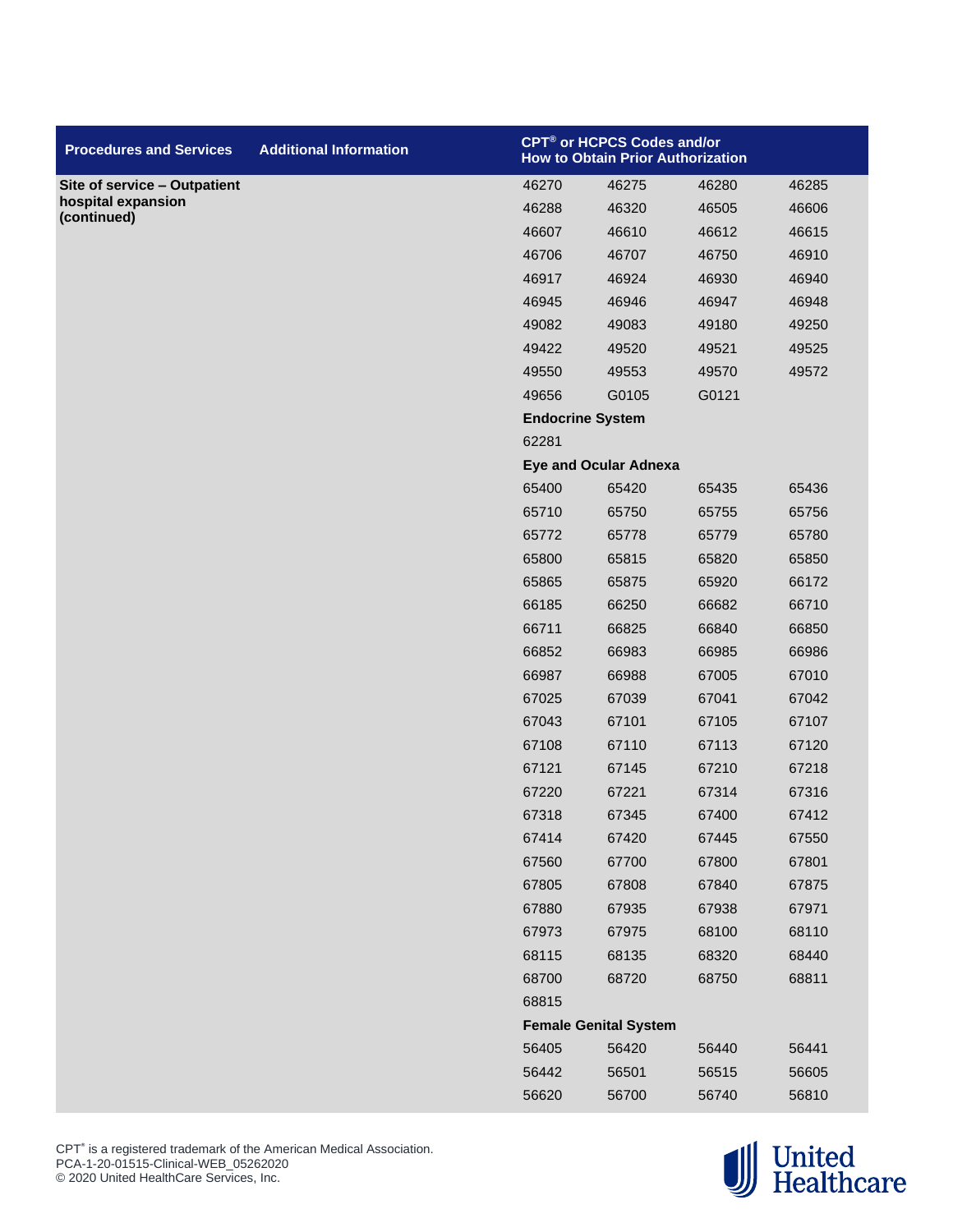| Procedures and Services | Additional Information | CPT® or HCPCS Codes and/or How to Obtain Prior Authorization | | | |
|---|---|---|---|---|---|
| **Site of service – Outpatient hospital expansion (continued)** | | 46270 | 46275 | 46280 | 46285 |
| | | 46288 | 46320 | 46505 | 46606 |
| | | 46607 | 46610 | 46612 | 46615 |
| | | 46706 | 46707 | 46750 | 46910 |
| | | 46917 | 46924 | 46930 | 46940 |
| | | 46945 | 46946 | 46947 | 46948 |
| | | 49082 | 49083 | 49180 | 49250 |
| | | 49422 | 49520 | 49521 | 49525 |
| | | 49550 | 49553 | 49570 | 49572 |
| | | 49656 | G0105 | G0121 | |
| | | **Endocrine System** | | | |
| | | 62281 | | | |
| | | **Eye and Ocular Adnexa** | | | |
| | | 65400 | 65420 | 65435 | 65436 |
| | | 65710 | 65750 | 65755 | 65756 |
| | | 65772 | 65778 | 65779 | 65780 |
| | | 65800 | 65815 | 65820 | 65850 |
| | | 65865 | 65875 | 65920 | 66172 |
| | | 66185 | 66250 | 66682 | 66710 |
| | | 66711 | 66825 | 66840 | 66850 |
| | | 66852 | 66983 | 66985 | 66986 |
| | | 66987 | 66988 | 67005 | 67010 |
| | | 67025 | 67039 | 67041 | 67042 |
| | | 67043 | 67101 | 67105 | 67107 |
| | | 67108 | 67110 | 67113 | 67120 |
| | | 67121 | 67145 | 67210 | 67218 |
| | | 67220 | 67221 | 67314 | 67316 |
| | | 67318 | 67345 | 67400 | 67412 |
| | | 67414 | 67420 | 67445 | 67550 |
| | | 67560 | 67700 | 67800 | 67801 |
| | | 67805 | 67808 | 67840 | 67875 |
| | | 67880 | 67935 | 67938 | 67971 |
| | | 67973 | 67975 | 68100 | 68110 |
| | | 68115 | 68135 | 68320 | 68440 |
| | | 68700 | 68720 | 68750 | 68811 |
| | | 68815 | | | |
| | | **Female Genital System** | | | |
| | | 56405 | 56420 | 56440 | 56441 |
| | | 56442 | 56501 | 56515 | 56605 |
| | | 56620 | 56700 | 56740 | 56810 |

CPT® is a registered trademark of the American Medical Association.
PCA-1-20-01515-Clinical-WEB_05262020
© 2020 United HealthCare Services, Inc.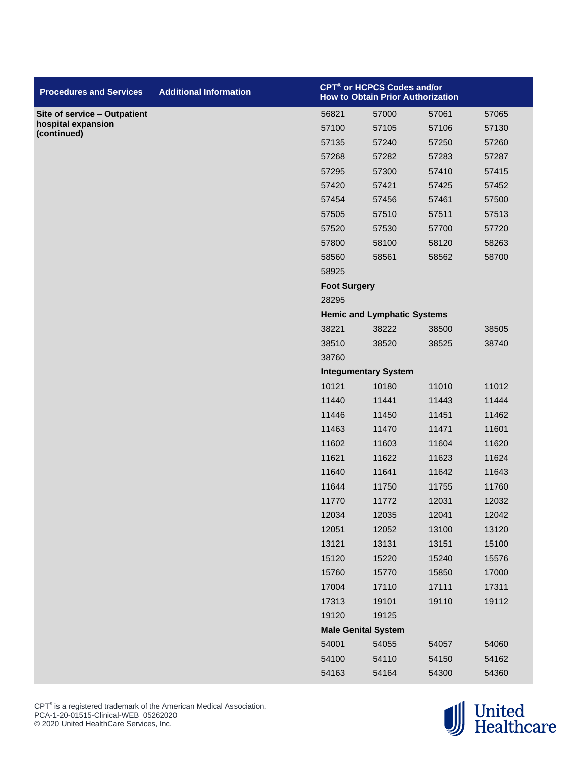| Procedures and Services | Additional Information | CPT® or HCPCS Codes and/or How to Obtain Prior Authorization | | | |
|---|---|---|---|---|---|
| **Site of service – Outpatient hospital expansion (continued)** | | 56821 | 57000 | 57061 | 57065 |
| | | 57100 | 57105 | 57106 | 57130 |
| | | 57135 | 57240 | 57250 | 57260 |
| | | 57268 | 57282 | 57283 | 57287 |
| | | 57295 | 57300 | 57410 | 57415 |
| | | 57420 | 57421 | 57425 | 57452 |
| | | 57454 | 57456 | 57461 | 57500 |
| | | 57505 | 57510 | 57511 | 57513 |
| | | 57520 | 57530 | 57700 | 57720 |
| | | 57800 | 58100 | 58120 | 58263 |
| | | 58560 | 58561 | 58562 | 58700 |
| | | 58925 | | | |
| | | **Foot Surgery** | | | |
| | | 28295 | | | |
| | | **Hemic and Lymphatic Systems** | | | |
| | | 38221 | 38222 | 38500 | 38505 |
| | | 38510 | 38520 | 38525 | 38740 |
| | | 38760 | | | |
| | | **Integumentary System** | | | |
| | | 10121 | 10180 | 11010 | 11012 |
| | | 11440 | 11441 | 11443 | 11444 |
| | | 11446 | 11450 | 11451 | 11462 |
| | | 11463 | 11470 | 11471 | 11601 |
| | | 11602 | 11603 | 11604 | 11620 |
| | | 11621 | 11622 | 11623 | 11624 |
| | | 11640 | 11641 | 11642 | 11643 |
| | | 11644 | 11750 | 11755 | 11760 |
| | | 11770 | 11772 | 12031 | 12032 |
| | | 12034 | 12035 | 12041 | 12042 |
| | | 12051 | 12052 | 13100 | 13120 |
| | | 13121 | 13131 | 13151 | 15100 |
| | | 15120 | 15220 | 15240 | 15576 |
| | | 15760 | 15770 | 15850 | 17000 |
| | | 17004 | 17110 | 17111 | 17311 |
| | | 17313 | 19101 | 19110 | 19112 |
| | | 19120 | 19125 | | |
| | | **Male Genital System** | | | |
| | | 54001 | 54055 | 54057 | 54060 |
| | | 54100 | 54110 | 54150 | 54162 |
| | | 54163 | 54164 | 54300 | 54360 |

CPT® is a registered trademark of the American Medical Association.
PCA-1-20-01515-Clinical-WEB_05262020
© 2020 United HealthCare Services, Inc.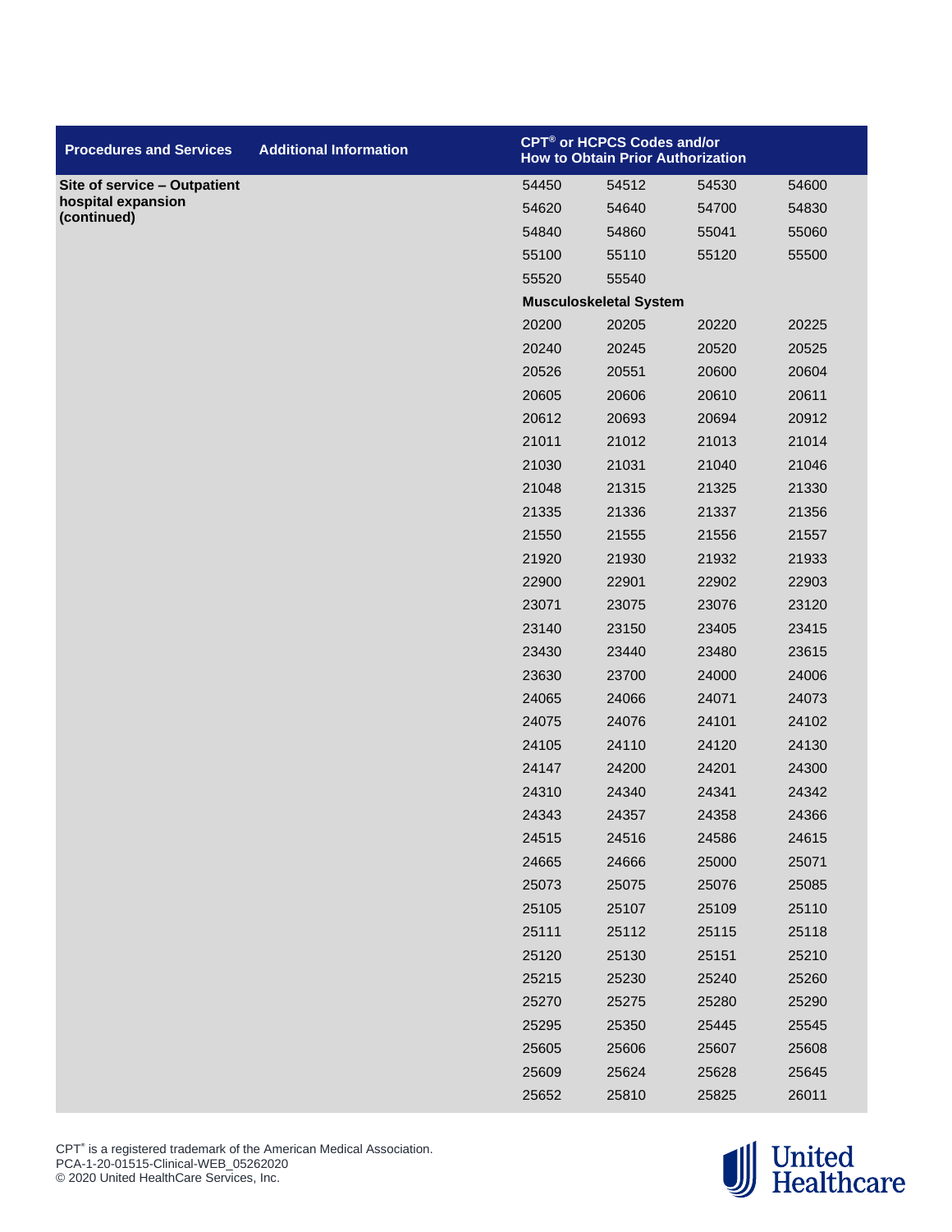| Procedures and Services | Additional Information | CPT® or HCPCS Codes and/or How to Obtain Prior Authorization | | | |
|---|---|---|---|---|---|
| **Site of service – Outpatient hospital expansion (continued)** | | 54450 | 54512 | 54530 | 54600 |
| | | 54620 | 54640 | 54700 | 54830 |
| | | 54840 | 54860 | 55041 | 55060 |
| | | 55100 | 55110 | 55120 | 55500 |
| | | 55520 | 55540 | | |
| | | **Musculoskeletal System** | | | |
| | | 20200 | 20205 | 20220 | 20225 |
| | | 20240 | 20245 | 20520 | 20525 |
| | | 20526 | 20551 | 20600 | 20604 |
| | | 20605 | 20606 | 20610 | 20611 |
| | | 20612 | 20693 | 20694 | 20912 |
| | | 21011 | 21012 | 21013 | 21014 |
| | | 21030 | 21031 | 21040 | 21046 |
| | | 21048 | 21315 | 21325 | 21330 |
| | | 21335 | 21336 | 21337 | 21356 |
| | | 21550 | 21555 | 21556 | 21557 |
| | | 21920 | 21930 | 21932 | 21933 |
| | | 22900 | 22901 | 22902 | 22903 |
| | | 23071 | 23075 | 23076 | 23120 |
| | | 23140 | 23150 | 23405 | 23415 |
| | | 23430 | 23440 | 23480 | 23615 |
| | | 23630 | 23700 | 24000 | 24006 |
| | | 24065 | 24066 | 24071 | 24073 |
| | | 24075 | 24076 | 24101 | 24102 |
| | | 24105 | 24110 | 24120 | 24130 |
| | | 24147 | 24200 | 24201 | 24300 |
| | | 24310 | 24340 | 24341 | 24342 |
| | | 24343 | 24357 | 24358 | 24366 |
| | | 24515 | 24516 | 24586 | 24615 |
| | | 24665 | 24666 | 25000 | 25071 |
| | | 25073 | 25075 | 25076 | 25085 |
| | | 25105 | 25107 | 25109 | 25110 |
| | | 25111 | 25112 | 25115 | 25118 |
| | | 25120 | 25130 | 25151 | 25210 |
| | | 25215 | 25230 | 25240 | 25260 |
| | | 25270 | 25275 | 25280 | 25290 |
| | | 25295 | 25350 | 25445 | 25545 |
| | | 25605 | 25606 | 25607 | 25608 |
| | | 25609 | 25624 | 25628 | 25645 |
| | | 25652 | 25810 | 25825 | 26011 |

CPT® is a registered trademark of the American Medical Association.
PCA-1-20-01515-Clinical-WEB_05262020
© 2020 United HealthCare Services, Inc.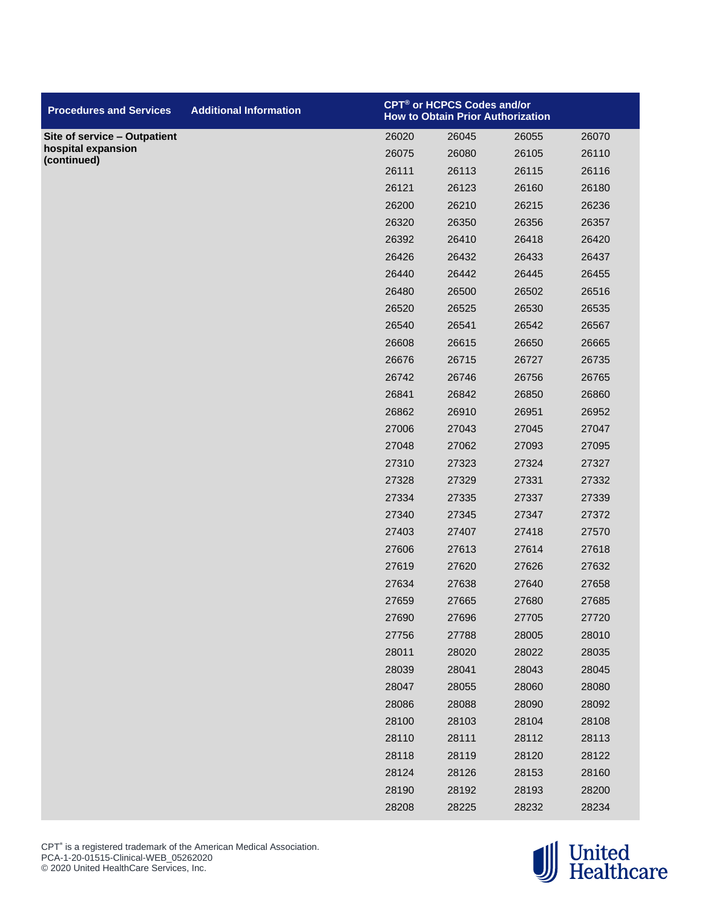| Procedures and Services | Additional Information | CPT® or HCPCS Codes and/or How to Obtain Prior Authorization | | | |
|---|---|---|---|---|---|
| **Site of service – Outpatient hospital expansion (continued)** | | 26020 | 26045 | 26055 | 26070 |
| | | 26075 | 26080 | 26105 | 26110 |
| | | 26111 | 26113 | 26115 | 26116 |
| | | 26121 | 26123 | 26160 | 26180 |
| | | 26200 | 26210 | 26215 | 26236 |
| | | 26320 | 26350 | 26356 | 26357 |
| | | 26392 | 26410 | 26418 | 26420 |
| | | 26426 | 26432 | 26433 | 26437 |
| | | 26440 | 26442 | 26445 | 26455 |
| | | 26480 | 26500 | 26502 | 26516 |
| | | 26520 | 26525 | 26530 | 26535 |
| | | 26540 | 26541 | 26542 | 26567 |
| | | 26608 | 26615 | 26650 | 26665 |
| | | 26676 | 26715 | 26727 | 26735 |
| | | 26742 | 26746 | 26756 | 26765 |
| | | 26841 | 26842 | 26850 | 26860 |
| | | 26862 | 26910 | 26951 | 26952 |
| | | 27006 | 27043 | 27045 | 27047 |
| | | 27048 | 27062 | 27093 | 27095 |
| | | 27310 | 27323 | 27324 | 27327 |
| | | 27328 | 27329 | 27331 | 27332 |
| | | 27334 | 27335 | 27337 | 27339 |
| | | 27340 | 27345 | 27347 | 27372 |
| | | 27403 | 27407 | 27418 | 27570 |
| | | 27606 | 27613 | 27614 | 27618 |
| | | 27619 | 27620 | 27626 | 27632 |
| | | 27634 | 27638 | 27640 | 27658 |
| | | 27659 | 27665 | 27680 | 27685 |
| | | 27690 | 27696 | 27705 | 27720 |
| | | 27756 | 27788 | 28005 | 28010 |
| | | 28011 | 28020 | 28022 | 28035 |
| | | 28039 | 28041 | 28043 | 28045 |
| | | 28047 | 28055 | 28060 | 28080 |
| | | 28086 | 28088 | 28090 | 28092 |
| | | 28100 | 28103 | 28104 | 28108 |
| | | 28110 | 28111 | 28112 | 28113 |
| | | 28118 | 28119 | 28120 | 28122 |
| | | 28124 | 28126 | 28153 | 28160 |
| | | 28190 | 28192 | 28193 | 28200 |
| | | 28208 | 28225 | 28232 | 28234 |

CPT® is a registered trademark of the American Medical Association.
PCA-1-20-01515-Clinical-WEB_05262020
© 2020 United HealthCare Services, Inc.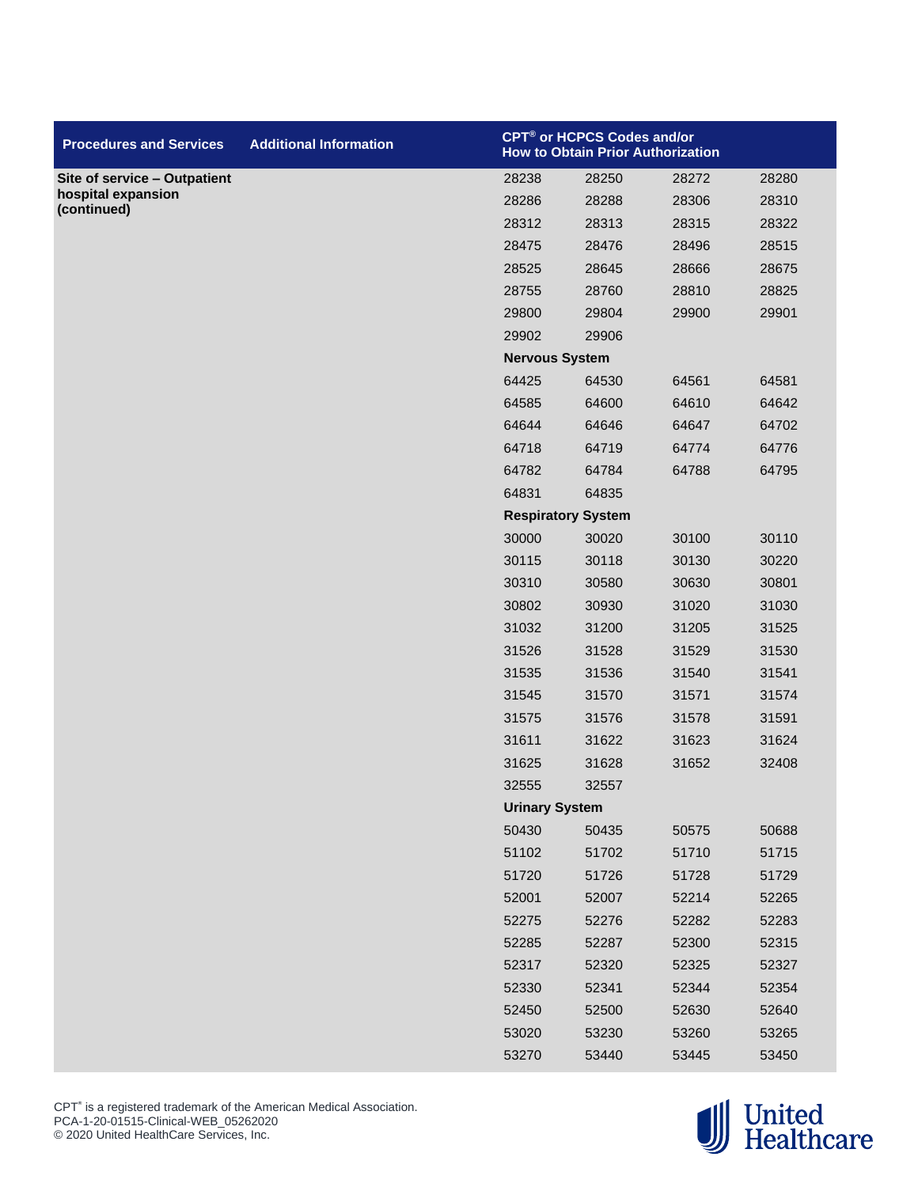| Procedures and Services | Additional Information | CPT® or HCPCS Codes and/or How to Obtain Prior Authorization | | | |
|---|---|---|---|---|---|
| **Site of service – Outpatient hospital expansion (continued)** | | 28238 | 28250 | 28272 | 28280 |
| | | 28286 | 28288 | 28306 | 28310 |
| | | 28312 | 28313 | 28315 | 28322 |
| | | 28475 | 28476 | 28496 | 28515 |
| | | 28525 | 28645 | 28666 | 28675 |
| | | 28755 | 28760 | 28810 | 28825 |
| | | 29800 | 29804 | 29900 | 29901 |
| | | 29902 | 29906 | | |
| | | **Nervous System** | | | |
| | | 64425 | 64530 | 64561 | 64581 |
| | | 64585 | 64600 | 64610 | 64642 |
| | | 64644 | 64646 | 64647 | 64702 |
| | | 64718 | 64719 | 64774 | 64776 |
| | | 64782 | 64784 | 64788 | 64795 |
| | | 64831 | 64835 | | |
| | | **Respiratory System** | | | |
| | | 30000 | 30020 | 30100 | 30110 |
| | | 30115 | 30118 | 30130 | 30220 |
| | | 30310 | 30580 | 30630 | 30801 |
| | | 30802 | 30930 | 31020 | 31030 |
| | | 31032 | 31200 | 31205 | 31525 |
| | | 31526 | 31528 | 31529 | 31530 |
| | | 31535 | 31536 | 31540 | 31541 |
| | | 31545 | 31570 | 31571 | 31574 |
| | | 31575 | 31576 | 31578 | 31591 |
| | | 31611 | 31622 | 31623 | 31624 |
| | | 31625 | 31628 | 31652 | 32408 |
| | | 32555 | 32557 | | |
| | | **Urinary System** | | | |
| | | 50430 | 50435 | 50575 | 50688 |
| | | 51102 | 51702 | 51710 | 51715 |
| | | 51720 | 51726 | 51728 | 51729 |
| | | 52001 | 52007 | 52214 | 52265 |
| | | 52275 | 52276 | 52282 | 52283 |
| | | 52285 | 52287 | 52300 | 52315 |
| | | 52317 | 52320 | 52325 | 52327 |
| | | 52330 | 52341 | 52344 | 52354 |
| | | 52450 | 52500 | 52630 | 52640 |
| | | 53020 | 53230 | 53260 | 53265 |
| | | 53270 | 53440 | 53445 | 53450 |

CPT® is a registered trademark of the American Medical Association.
PCA-1-20-01515-Clinical-WEB_05262020
© 2020 United HealthCare Services, Inc.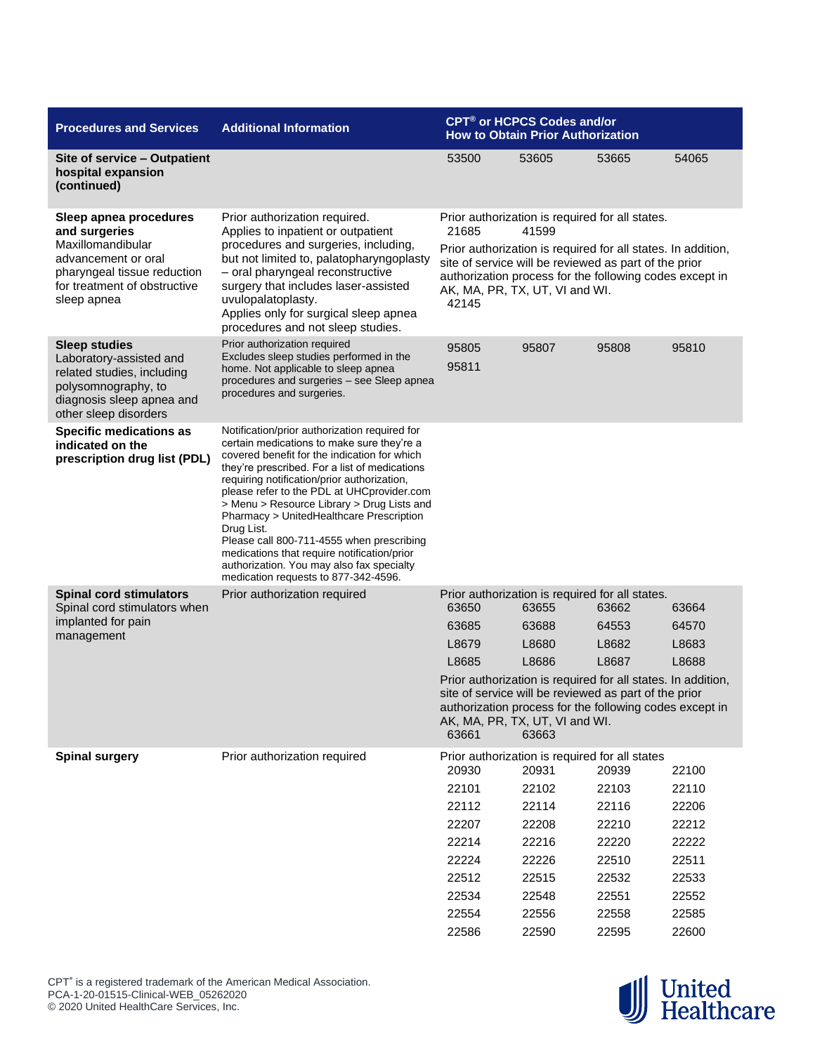| Procedures and Services | Additional Information | CPT® or HCPCS Codes and/or How to Obtain Prior Authorization |
|---|---|---|
| **Site of service – Outpatient hospital expansion (continued)** | | 53500 53605 53665 54065 |
| **Sleep apnea procedures and surgeries** Maxillomandibular advancement or oral pharyngeal tissue reduction for treatment of obstructive sleep apnea | Prior authorization required. Applies to inpatient or outpatient procedures and surgeries, including, but not limited to, palatopharyngoplasty – oral pharyngeal reconstructive surgery that includes laser-assisted uvulopalatoplasty. Applies only for surgical sleep apnea procedures and not sleep studies. | Prior authorization is required for all states.<br>21685 41599<br>Prior authorization is required for all states. In addition, site of service will be reviewed as part of the prior authorization process for the following codes except in AK, MA, PR, TX, UT, VI and WI.<br>42145 |
| **Sleep studies** Laboratory-assisted and related studies, including polysomnography, to diagnosis sleep apnea and other sleep disorders | Prior authorization required Excludes sleep studies performed in the home. Not applicable to sleep apnea procedures and surgeries – see Sleep apnea procedures and surgeries. | 95805 95807 95808 95810<br>95811 |
| **Specific medications as indicated on the prescription drug list (PDL)** | Notification/prior authorization required for certain medications to make sure they're a covered benefit for the indication for which they're prescribed. For a list of medications requiring notification/prior authorization, please refer to the PDL at UHCprovider.com > Menu > Resource Library > Drug Lists and Pharmacy > UnitedHealthcare Prescription Drug List.<br>Please call 800-711-4555 when prescribing medications that require notification/prior authorization. You may also fax specialty medication requests to 877-342-4596. | |
| **Spinal cord stimulators** Spinal cord stimulators when implanted for pain management | Prior authorization required | Prior authorization is required for all states.<br>63650 63655 63662 63664<br>63685 63688 64553 64570<br>L8679 L8680 L8682 L8683<br>L8685 L8686 L8687 L8688<br>Prior authorization is required for all states. In addition, site of service will be reviewed as part of the prior authorization process for the following codes except in AK, MA, PR, TX, UT, VI and WI.<br>63661 63663 |
| **Spinal surgery** | Prior authorization required | Prior authorization is required for all states<br>20930 20931 20939 22100<br>22101 22102 22103 22110<br>22112 22114 22116 22206<br>22207 22208 22210 22212<br>22214 22216 22220 22222<br>22224 22226 22510 22511<br>22512 22515 22532 22533<br>22534 22548 22551 22552<br>22554 22556 22558 22585<br>22586 22590 22595 22600 |

CPT® is a registered trademark of the American Medical Association.
PCA-1-20-01515-Clinical-WEB_05262020
© 2020 United HealthCare Services, Inc.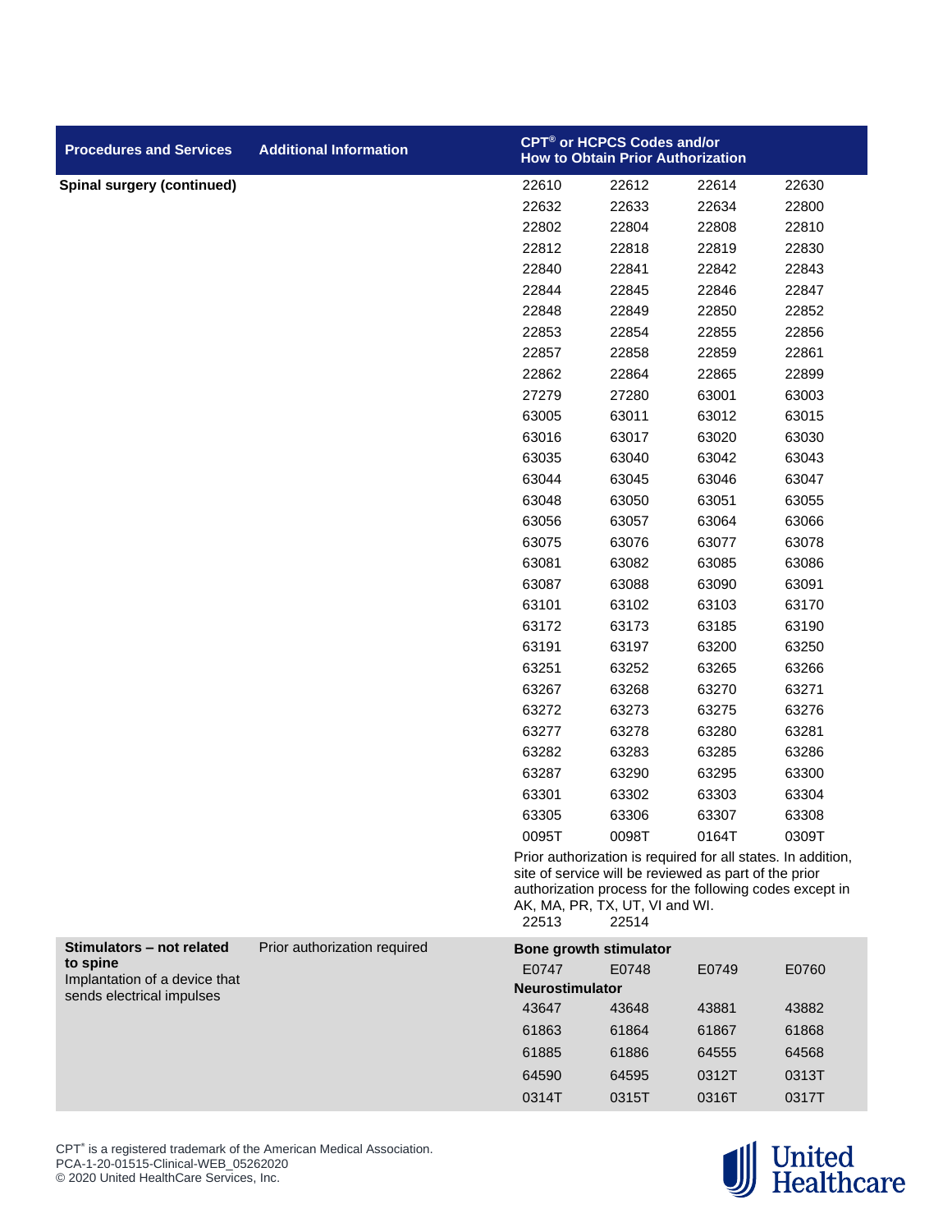| Procedures and Services | Additional Information | CPT® or HCPCS Codes and/or How to Obtain Prior Authorization | | | |
|---|---|---|---|---|---|
| **Spinal surgery (continued)** | | 22610 | 22612 | 22614 | 22630 |
| | | 22632 | 22633 | 22634 | 22800 |
| | | 22802 | 22804 | 22808 | 22810 |
| | | 22812 | 22818 | 22819 | 22830 |
| | | 22840 | 22841 | 22842 | 22843 |
| | | 22844 | 22845 | 22846 | 22847 |
| | | 22848 | 22849 | 22850 | 22852 |
| | | 22853 | 22854 | 22855 | 22856 |
| | | 22857 | 22858 | 22859 | 22861 |
| | | 22862 | 22864 | 22865 | 22899 |
| | | 27279 | 27280 | 63001 | 63003 |
| | | 63005 | 63011 | 63012 | 63015 |
| | | 63016 | 63017 | 63020 | 63030 |
| | | 63035 | 63040 | 63042 | 63043 |
| | | 63044 | 63045 | 63046 | 63047 |
| | | 63048 | 63050 | 63051 | 63055 |
| | | 63056 | 63057 | 63064 | 63066 |
| | | 63075 | 63076 | 63077 | 63078 |
| | | 63081 | 63082 | 63085 | 63086 |
| | | 63087 | 63088 | 63090 | 63091 |
| | | 63101 | 63102 | 63103 | 63170 |
| | | 63172 | 63173 | 63185 | 63190 |
| | | 63191 | 63197 | 63200 | 63250 |
| | | 63251 | 63252 | 63265 | 63266 |
| | | 63267 | 63268 | 63270 | 63271 |
| | | 63272 | 63273 | 63275 | 63276 |
| | | 63277 | 63278 | 63280 | 63281 |
| | | 63282 | 63283 | 63285 | 63286 |
| | | 63287 | 63290 | 63295 | 63300 |
| | | 63301 | 63302 | 63303 | 63304 |
| | | 63305 | 63306 | 63307 | 63308 |
| | | 0095T | 0098T | 0164T | 0309T |
| | | Prior authorization is required for all states. In addition, site of service will be reviewed as part of the prior authorization process for the following codes except in AK, MA, PR, TX, UT, VI and WI. | | | |
| | | 22513 | 22514 | | |
| **Stimulators – not related to spine** Implantation of a device that sends electrical impulses | Prior authorization required | **Bone growth stimulator** | | | |
| | | E0747 | E0748 | E0749 | E0760 |
| | | **Neurostimulator** | | | |
| | | 43647 | 43648 | 43881 | 43882 |
| | | 61863 | 61864 | 61867 | 61868 |
| | | 61885 | 61886 | 64555 | 64568 |
| | | 64590 | 64595 | 0312T | 0313T |
| | | 0314T | 0315T | 0316T | 0317T |

CPT® is a registered trademark of the American Medical Association.
PCA-1-20-01515-Clinical-WEB_05262020
© 2020 United HealthCare Services, Inc.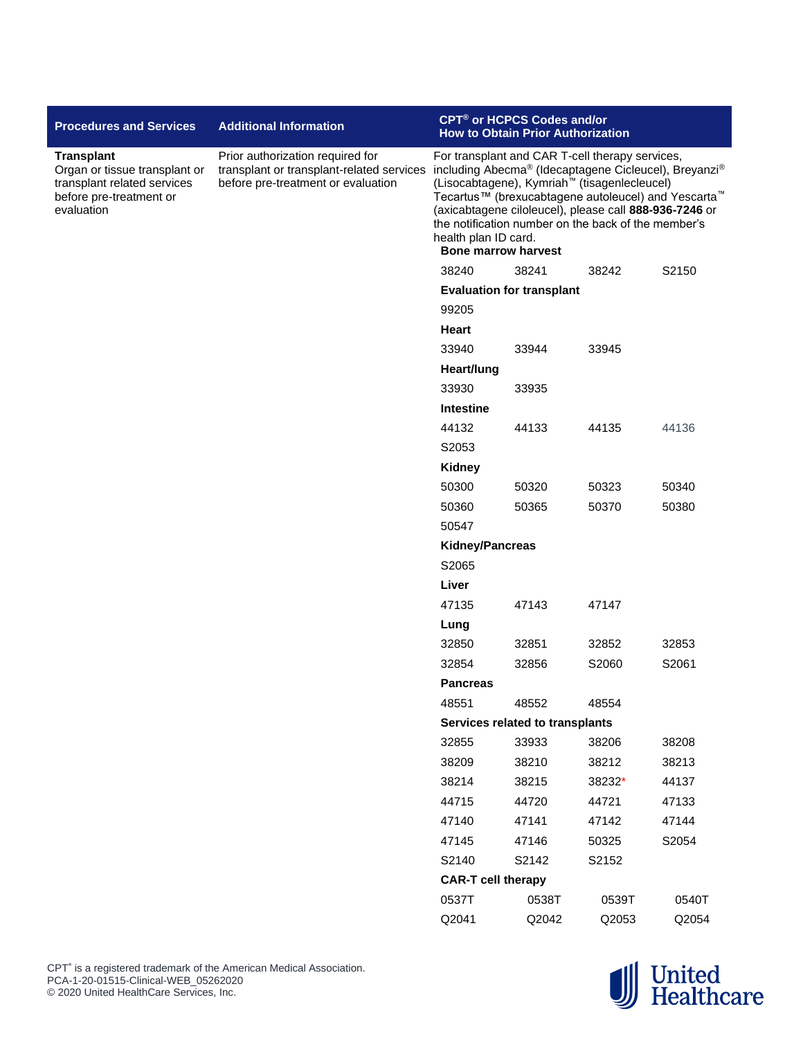| Procedures and Services | Additional Information | CPT® or HCPCS Codes and/or How to Obtain Prior Authorization | | | |
|---|---|---|---|---|---|
| **Transplant** Organ or tissue transplant or transplant related services before pre-treatment or evaluation | Prior authorization required for transplant or transplant-related services before pre-treatment or evaluation | For transplant and CAR T-cell therapy services, including Abecma® (Idecaptagene Cicleucel), Breyanzi® (Lisocabtagene), Kymriah™ (tisagenlecleucel) Tecartus™ (brexucabtagene autoleucel) and Yescarta™ (axicabtagene ciloleucel), please call **888-936-7246** or the notification number on the back of the member's health plan ID card. | | | |
| | | **Bone marrow harvest** | | | |
| | | 38240 | 38241 | 38242 | S2150 |
| | | **Evaluation for transplant** | | | |
| | | 99205 | | | |
| | | **Heart** | | | |
| | | 33940 | 33944 | 33945 | |
| | | **Heart/lung** | | | |
| | | 33930 | 33935 | | |
| | | **Intestine** | | | |
| | | 44132 | 44133 | 44135 | 44136 |
| | | S2053 | | | |
| | | **Kidney** | | | |
| | | 50300 | 50320 | 50323 | 50340 |
| | | 50360 | 50365 | 50370 | 50380 |
| | | 50547 | | | |
| | | **Kidney/Pancreas** | | | |
| | | S2065 | | | |
| | | **Liver** | | | |
| | | 47135 | 47143 | 47147 | |
| | | **Lung** | | | |
| | | 32850 | 32851 | 32852 | 32853 |
| | | 32854 | 32856 | S2060 | S2061 |
| | | **Pancreas** | | | |
| | | 48551 | 48552 | 48554 | |
| | | **Services related to transplants** | | | |
| | | 32855 | 33933 | 38206 | 38208 |
| | | 38209 | 38210 | 38212 | 38213 |
| | | 38214 | 38215 | 38232* | 44137 |
| | | 44715 | 44720 | 44721 | 47133 |
| | | 47140 | 47141 | 47142 | 47144 |
| | | 47145 | 47146 | 50325 | S2054 |
| | | S2140 | S2142 | S2152 | |
| | | **CAR-T cell therapy** | | | |
| | | 0537T | 0538T | 0539T | 0540T |
| | | Q2041 | Q2042 | Q2053 | Q2054 |

CPT® is a registered trademark of the American Medical Association.
PCA-1-20-01515-Clinical-WEB_05262020
© 2020 United HealthCare Services, Inc.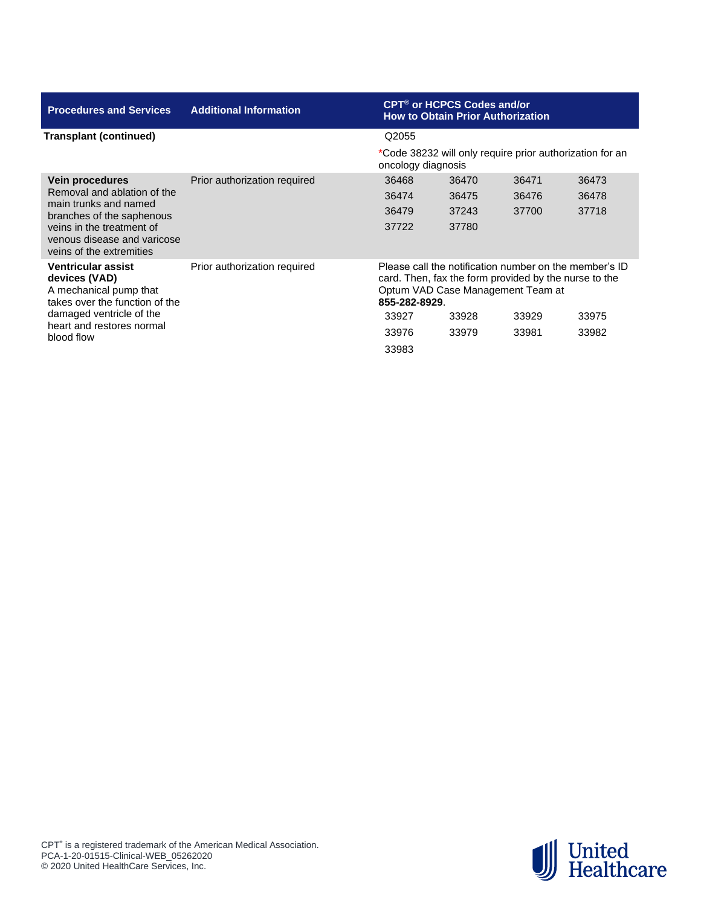| Procedures and Services | Additional Information | CPT® or HCPCS Codes and/or How to Obtain Prior Authorization |
|---|---|---|
| **Transplant (continued)** | | Q2055<br><br>*Code 38232 will only require prior authorization for an oncology diagnosis |
| **Vein procedures**<br>Removal and ablation of the main trunks and named branches of the saphenous veins in the treatment of venous disease and varicose veins of the extremities | Prior authorization required | 36468 36470 36471 36473<br>36474 36475 36476 36478<br>36479 37243 37700 37718<br>37722 37780 |
| **Ventricular assist devices (VAD)**<br>A mechanical pump that takes over the function of the damaged ventricle of the heart and restores normal blood flow | Prior authorization required | Please call the notification number on the member's ID card. Then, fax the form provided by the nurse to the Optum VAD Case Management Team at **855-282-8929**.<br>33927 33928 33929 33975<br>33976 33979 33981 33982<br>33983 |

CPT® is a registered trademark of the American Medical Association.
PCA-1-20-01515-Clinical-WEB_05262020
© 2020 United HealthCare Services, Inc.